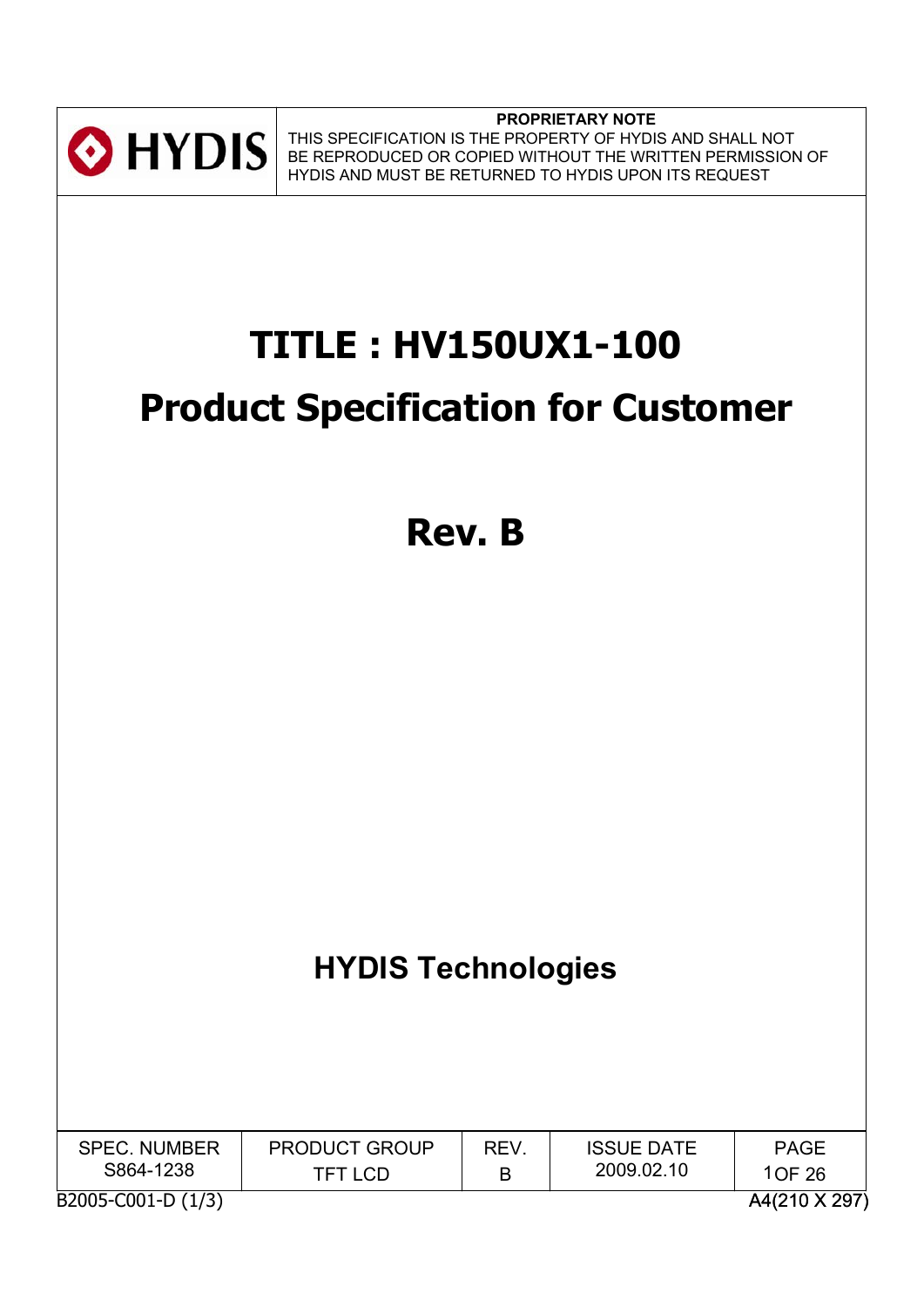HYDIS

**PROPRIETARY NOTE**

THIS SPECIFICATION IS THE PROPERTY OF HYDIS AND SHALL NOT BE REPRODUCED OR COPIED WITHOUT THE WRITTEN PERMISSION OF HYDIS AND MUST BE RETURNED TO HYDIS UPON ITS REQUEST

# TITLE : HV150UX1-100

# Product Specification for Customer

# Rev. B

## HYDIS Technologies

| SPEC. NUMBER | PRODUCT GROUP | REV. | ISSUE DATE | PAGE |
|---|---|---|---|---|
| S864-1238 | TFT LCD | B | 2009.02.10 | 1 OF 26 |

B2005-C001-D (1/3) A4(210 X 297)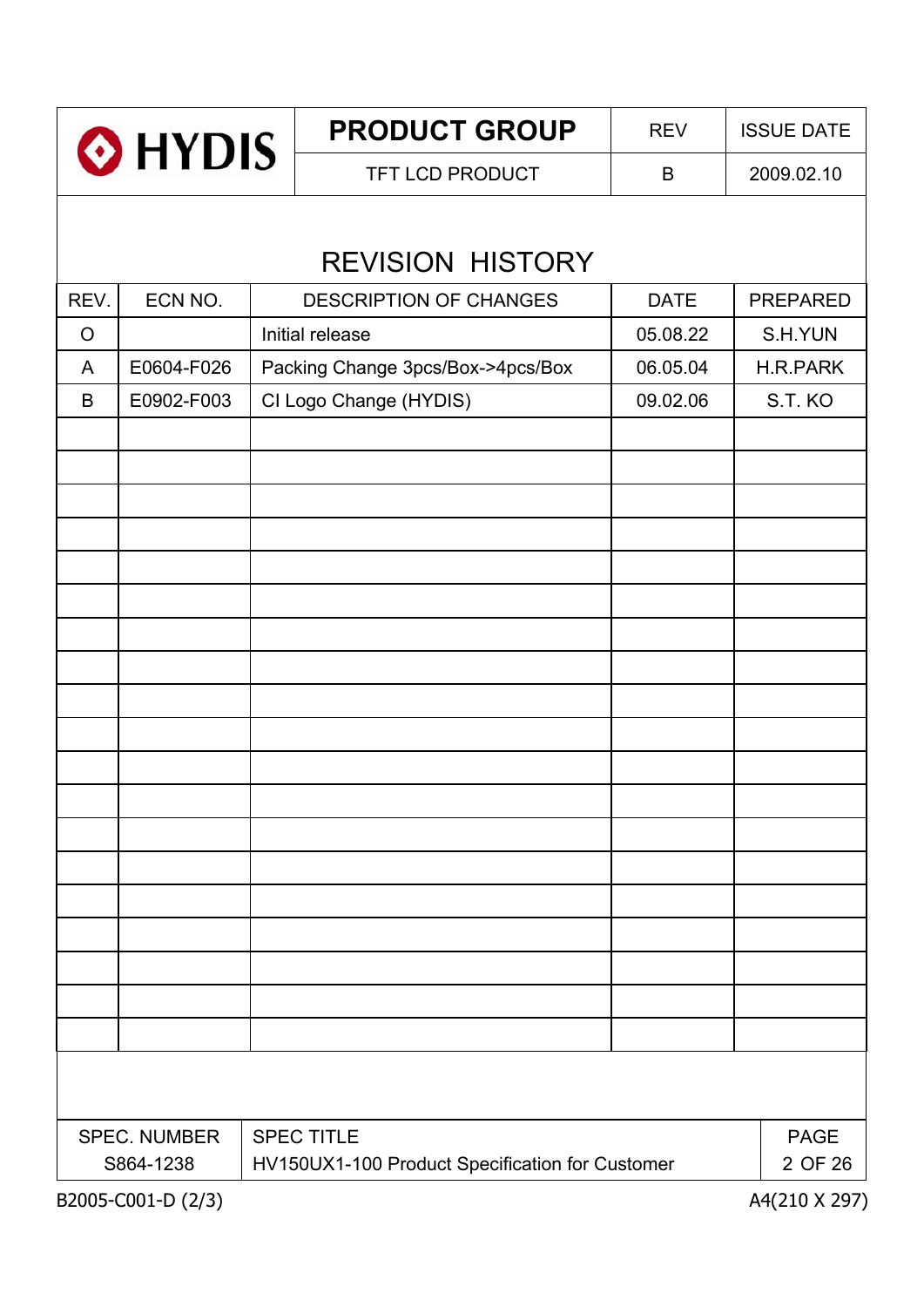# REVISION HISTORY

| REV. | ECN NO. | DESCRIPTION OF CHANGES | DATE | PREPARED |
|---|---|---|---|---|
| O | | Initial release | 05.08.22 | S.H.YUN |
| A | E0604-F026 | Packing Change 3pcs/Box->4pcs/Box | 06.05.04 | H.R.PARK |
| B | E0902-F003 | CI Logo Change (HYDIS) | 09.02.06 | S.T. KO |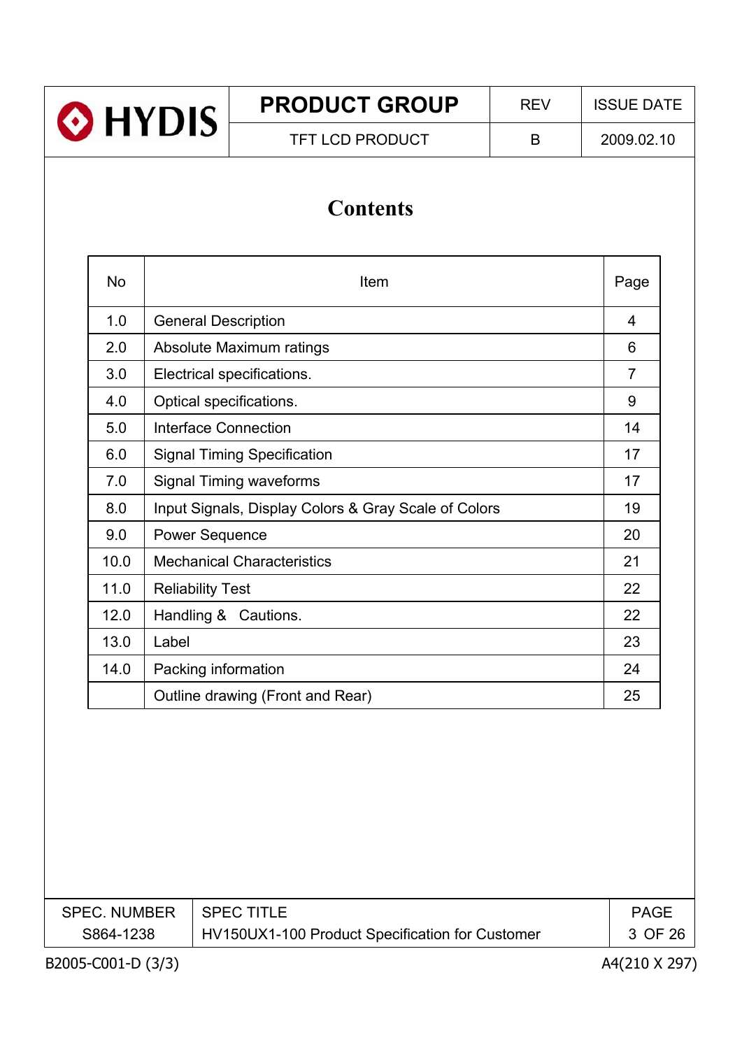# Contents

| No | Item | Page |
|---|---|---|
| 1.0 | General Description | 4 |
| 2.0 | Absolute Maximum ratings | 6 |
| 3.0 | Electrical specifications. | 7 |
| 4.0 | Optical specifications. | 9 |
| 5.0 | Interface Connection | 14 |
| 6.0 | Signal Timing Specification | 17 |
| 7.0 | Signal Timing waveforms | 17 |
| 8.0 | Input Signals, Display Colors & Gray Scale of Colors | 19 |
| 9.0 | Power Sequence | 20 |
| 10.0 | Mechanical Characteristics | 21 |
| 11.0 | Reliability Test | 22 |
| 12.0 | Handling & Cautions. | 22 |
| 13.0 | Label | 23 |
| 14.0 | Packing information | 24 |
| | Outline drawing (Front and Rear) | 25 |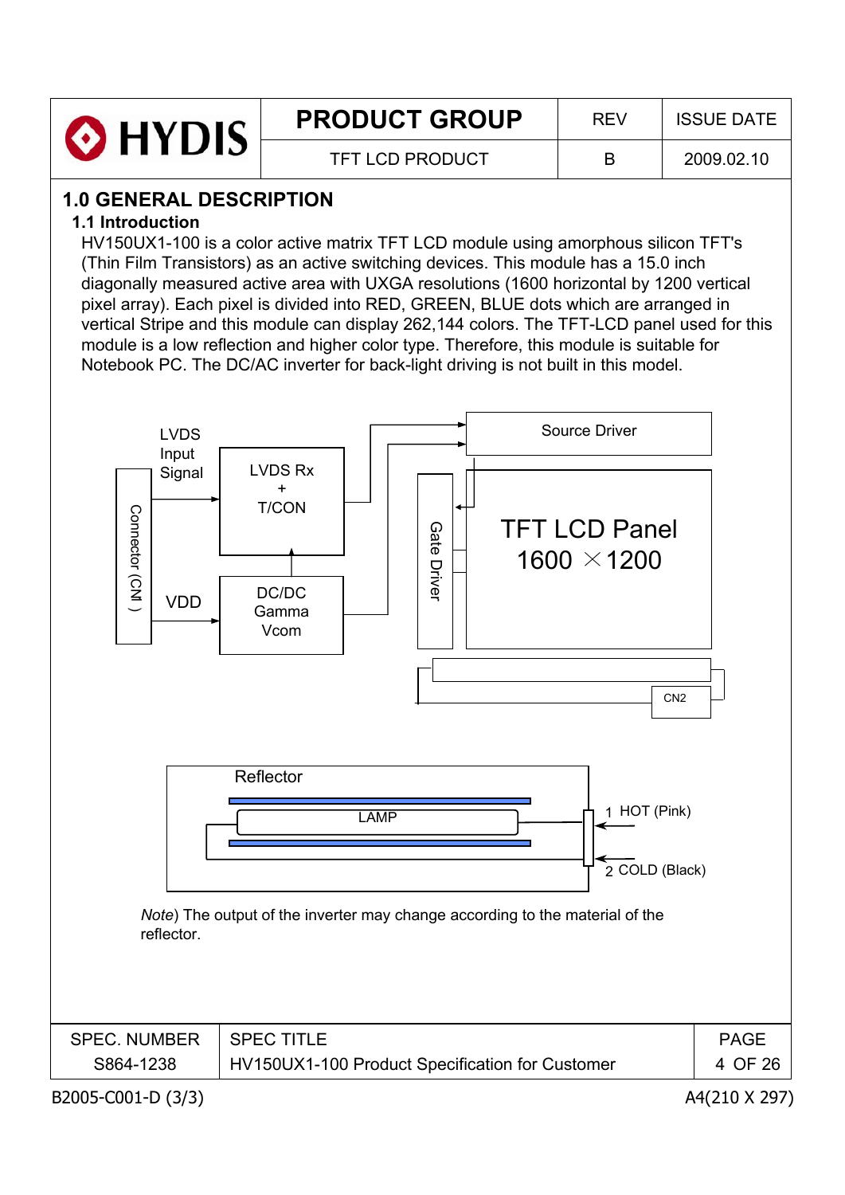# 1.0 GENERAL DESCRIPTION

## 1.1 Introduction

HV150UX1-100 is a color active matrix TFT LCD module using amorphous silicon TFT's (Thin Film Transistors) as an active switching devices. This module has a 15.0 inch diagonally measured active area with UXGA resolutions (1600 horizontal by 1200 vertical pixel array). Each pixel is divided into RED, GREEN, BLUE dots which are arranged in vertical Stripe and this module can display 262,144 colors. The TFT-LCD panel used for this module is a low reflection and higher color type. Therefore, this module is suitable for Notebook PC. The DC/AC inverter for back-light driving is not built in this model.

LVDS Input Signal

Connector (CN1 )

VDD

LVDS Rx + T/CON

DC/DC Gamma Vcom

Source Driver

Gate Driver

TFT LCD Panel 1600 × 1200

CN2

Reflector

LAMP

1 HOT (Pink)

2 COLD (Black)

*Note*) The output of the inverter may change according to the material of the reflector.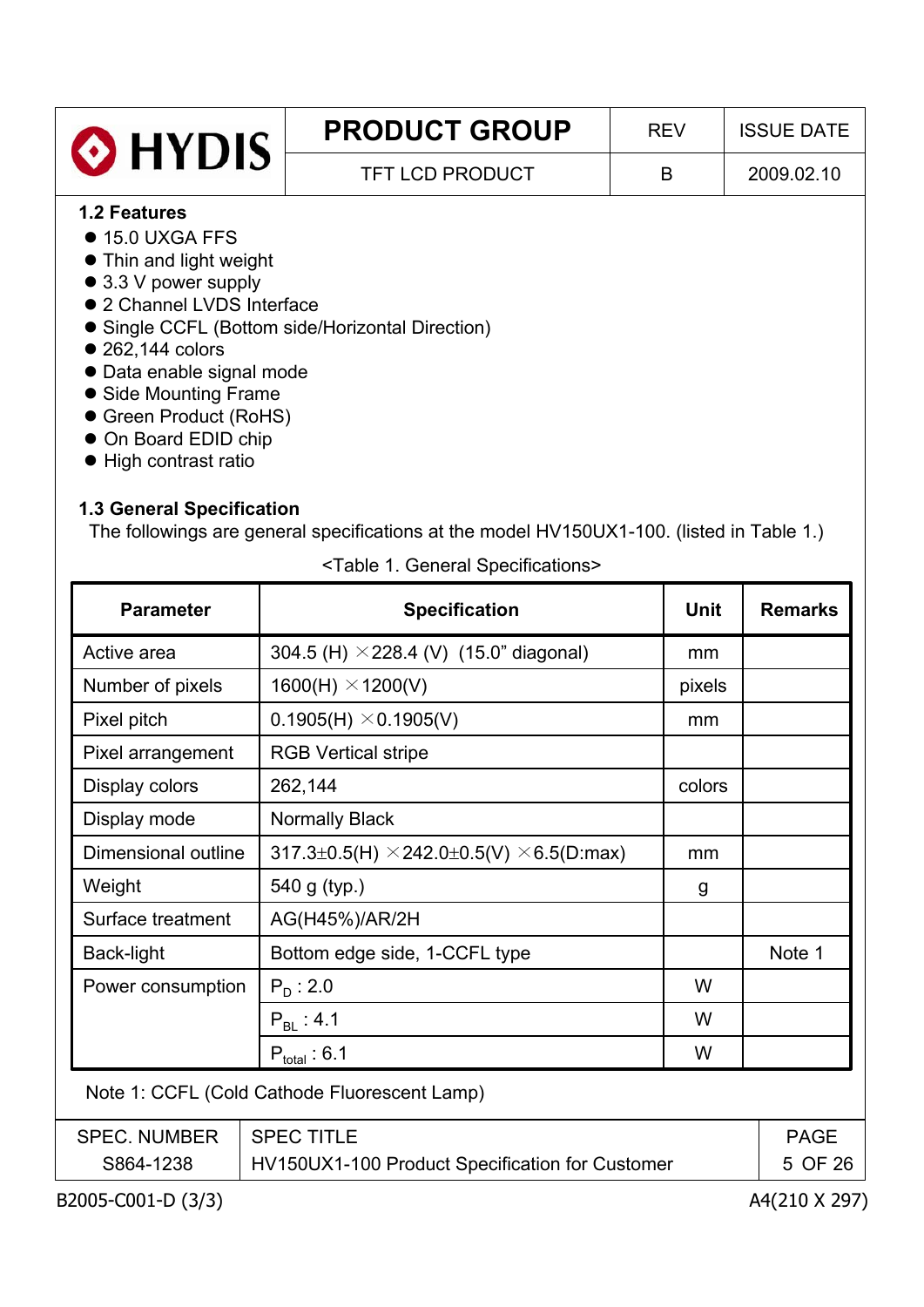### 1.2 Features

- 15.0 UXGA FFS
- Thin and light weight
- 3.3 V power supply
- 2 Channel LVDS Interface
- Single CCFL (Bottom side/Horizontal Direction)
- 262,144 colors
- Data enable signal mode
- Side Mounting Frame
- Green Product (RoHS)
- On Board EDID chip
- High contrast ratio

### 1.3 General Specification

The followings are general specifications at the model HV150UX1-100. (listed in Table 1.)

<Table 1. General Specifications>

| Parameter | Specification | Unit | Remarks |
|---|---|---|---|
| Active area | 304.5 (H) × 228.4 (V) (15.0" diagonal) | mm | |
| Number of pixels | 1600(H) × 1200(V) | pixels | |
| Pixel pitch | 0.1905(H) × 0.1905(V) | mm | |
| Pixel arrangement | RGB Vertical stripe | | |
| Display colors | 262,144 | colors | |
| Display mode | Normally Black | | |
| Dimensional outline | 317.3±0.5(H) × 242.0±0.5(V) × 6.5(D:max) | mm | |
| Weight | 540 g (typ.) | g | |
| Surface treatment | AG(H45%)/AR/2H | | |
| Back-light | Bottom edge side, 1-CCFL type | | Note 1 |
| Power consumption | $P_D$ : 2.0 | W | |
| | $P_{BL}$ : 4.1 | W | |
| | $P_{total}$ : 6.1 | W | |

Note 1: CCFL (Cold Cathode Fluorescent Lamp)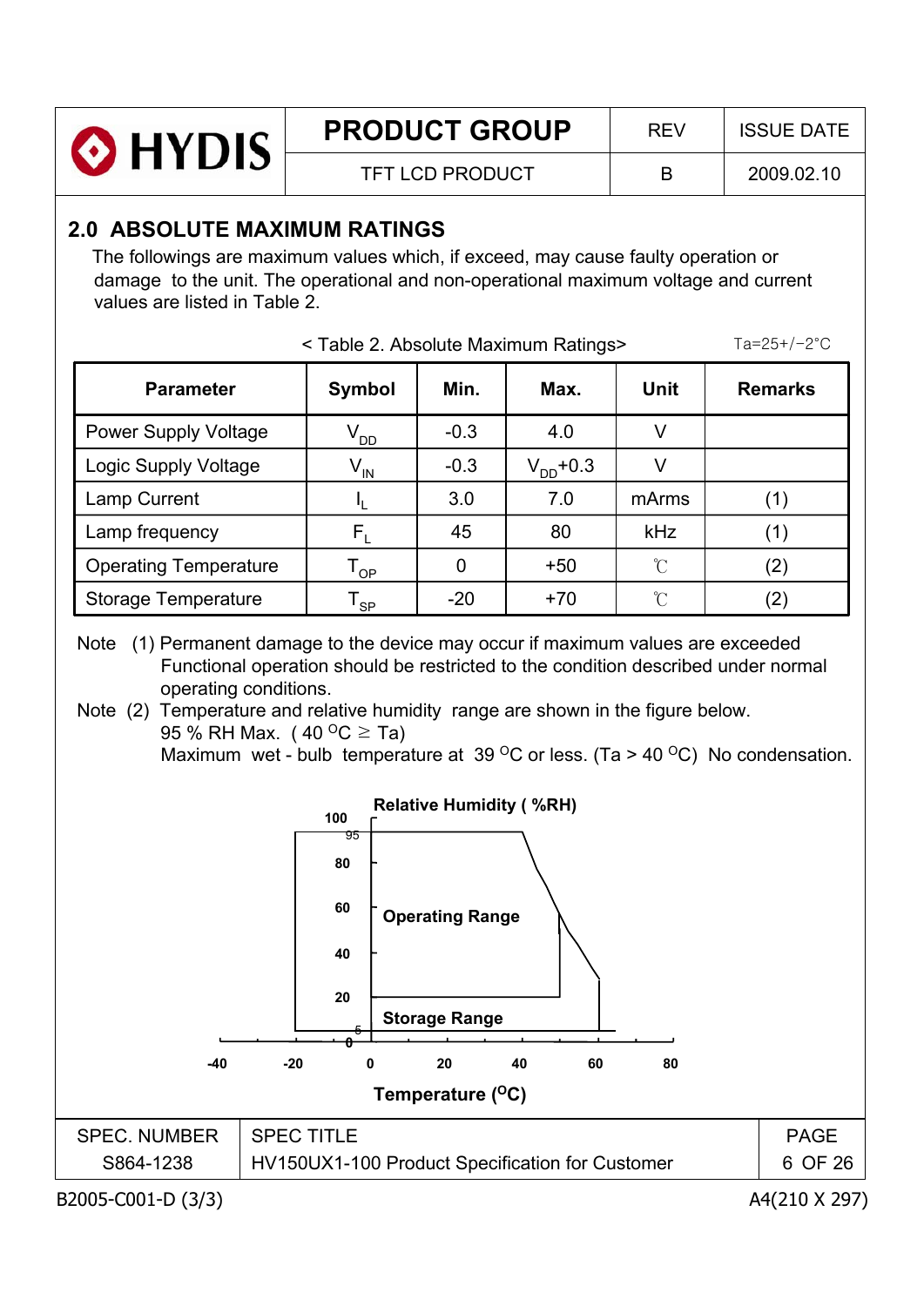## 2.0 ABSOLUTE MAXIMUM RATINGS

The followings are maximum values which, if exceed, may cause faulty operation or damage to the unit. The operational and non-operational maximum voltage and current values are listed in Table 2.

< Table 2. Absolute Maximum Ratings> Ta=25+/−2°C

| Parameter | Symbol | Min. | Max. | Unit | Remarks |
|---|---|---|---|---|---|
| Power Supply Voltage | $V_{DD}$ | -0.3 | 4.0 | V | |
| Logic Supply Voltage | $V_{IN}$ | -0.3 | $V_{DD}$+0.3 | V | |
| Lamp Current | $I_L$ | 3.0 | 7.0 | mArms | (1) |
| Lamp frequency | $F_L$ | 45 | 80 | kHz | (1) |
| Operating Temperature | $T_{OP}$ | 0 | +50 | ℃ | (2) |
| Storage Temperature | $T_{SP}$ | -20 | +70 | ℃ | (2) |

Note (1) Permanent damage to the device may occur if maximum values are exceeded Functional operation should be restricted to the condition described under normal operating conditions.

Note (2) Temperature and relative humidity range are shown in the figure below.
95 % RH Max. ( 40 °C ≥ Ta)
Maximum wet - bulb temperature at 39 °C or less. (Ta > 40 °C) No condensation.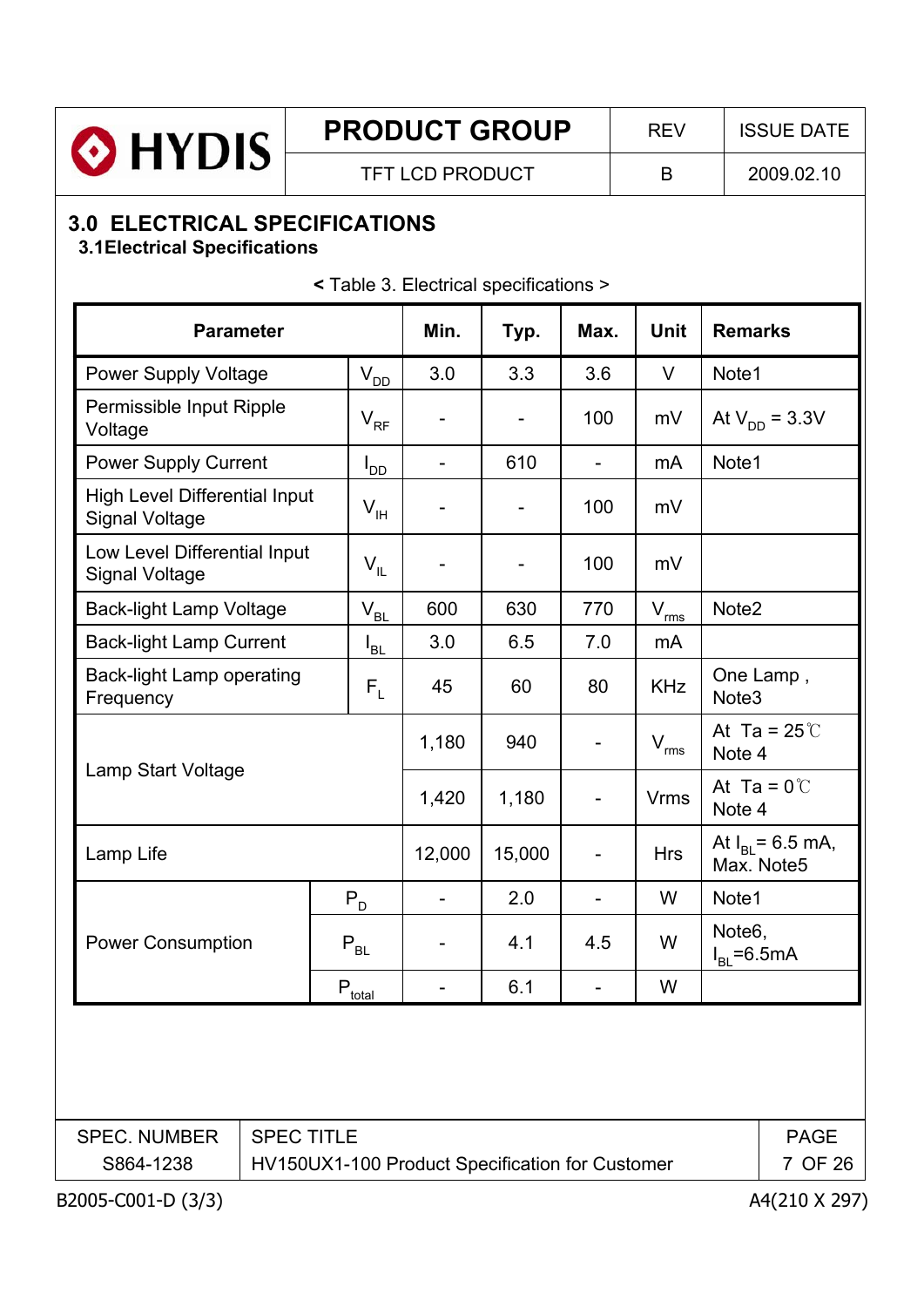## 3.0 ELECTRICAL SPECIFICATIONS

### 3.1Electrical Specifications

< Table 3. Electrical specifications >

| Parameter | | Min. | Typ. | Max. | Unit | Remarks |
|---|---|---|---|---|---|---|
| Power Supply Voltage | $V_{DD}$ | 3.0 | 3.3 | 3.6 | V | Note1 |
| Permissible Input Ripple Voltage | $V_{RF}$ | - | - | 100 | mV | At $V_{DD}$ = 3.3V |
| Power Supply Current | $I_{DD}$ | - | 610 | - | mA | Note1 |
| High Level Differential Input Signal Voltage | $V_{IH}$ | - | - | 100 | mV | |
| Low Level Differential Input Signal Voltage | $V_{IL}$ | - | - | 100 | mV | |
| Back-light Lamp Voltage | $V_{BL}$ | 600 | 630 | 770 | $V_{rms}$ | Note2 |
| Back-light Lamp Current | $I_{BL}$ | 3.0 | 6.5 | 7.0 | mA | |
| Back-light Lamp operating Frequency | $F_L$ | 45 | 60 | 80 | KHz | One Lamp , Note3 |
| Lamp Start Voltage | | 1,180 | 940 | - | $V_{rms}$ | At Ta = 25℃ Note 4 |
| | | 1,420 | 1,180 | - | Vrms | At Ta = 0℃ Note 4 |
| Lamp Life | | 12,000 | 15,000 | - | Hrs | At $I_{BL}$= 6.5 mA, Max. Note5 |
| Power Consumption | $P_D$ | - | 2.0 | - | W | Note1 |
| | $P_{BL}$ | - | 4.1 | 4.5 | W | Note6, $I_{BL}$=6.5mA |
| | $P_{total}$ | - | 6.1 | - | W | |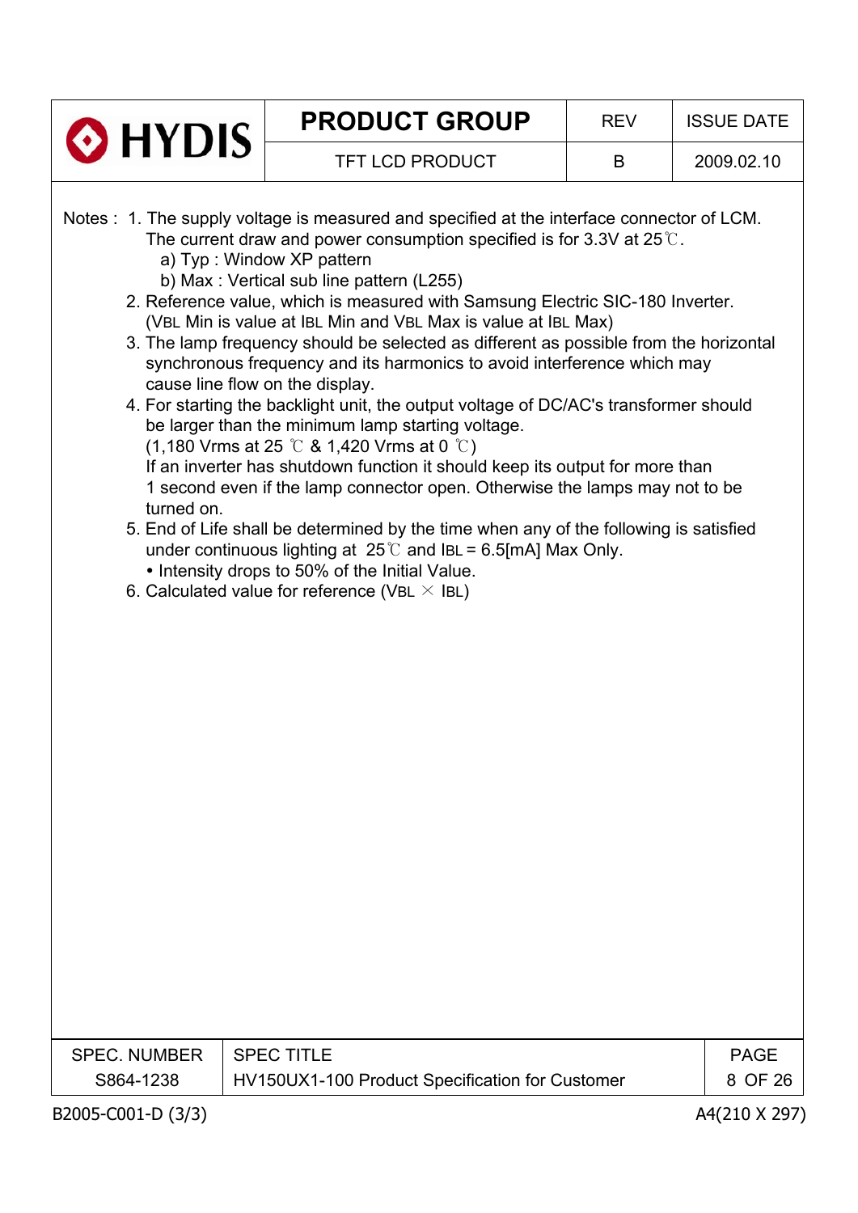Notes : 1. The supply voltage is measured and specified at the interface connector of LCM. The current draw and power consumption specified is for 3.3V at 25℃.

   a) Typ : Window XP pattern

   b) Max : Vertical sub line pattern (L255)

2. Reference value, which is measured with Samsung Electric SIC-180 Inverter. ($V_{BL}$ Min is value at $I_{BL}$ Min and $V_{BL}$ Max is value at $I_{BL}$ Max)
3. The lamp frequency should be selected as different as possible from the horizontal synchronous frequency and its harmonics to avoid interference which may cause line flow on the display.
4. For starting the backlight unit, the output voltage of DC/AC's transformer should be larger than the minimum lamp starting voltage. (1,180 Vrms at 25 ℃ & 1,420 Vrms at 0 ℃)
   If an inverter has shutdown function it should keep its output for more than 1 second even if the lamp connector open. Otherwise the lamps may not to be turned on.
5. End of Life shall be determined by the time when any of the following is satisfied under continuous lighting at 25℃ and $I_{BL}$ = 6.5[mA] Max Only.
   - Intensity drops to 50% of the Initial Value.
6. Calculated value for reference ($V_{BL} \times I_{BL}$)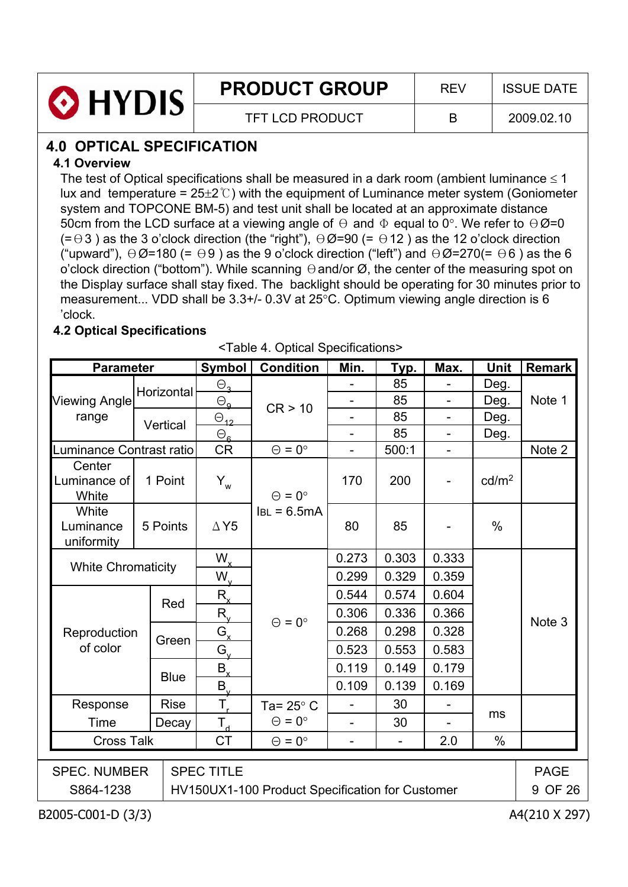## 4.0 OPTICAL SPECIFICATION

### 4.1 Overview

The test of Optical specifications shall be measured in a dark room (ambient luminance ≤ 1 lux and temperature = 25±2℃) with the equipment of Luminance meter system (Goniometer system and TOPCONE BM-5) and test unit shall be located at an approximate distance 50cm from the LCD surface at a viewing angle of Θ and Φ equal to 0°. We refer to ΘØ=0 (=Θ3 ) as the 3 o'clock direction (the "right"), ΘØ=90 (= Θ12 ) as the 12 o'clock direction ("upward"), ΘØ=180 (= Θ9 ) as the 9 o'clock direction ("left") and ΘØ=270(= Θ6 ) as the 6 o'clock direction ("bottom"). While scanning Θ and/or Ø, the center of the measuring spot on the Display surface shall stay fixed. The backlight should be operating for 30 minutes prior to measurement... VDD shall be 3.3+/- 0.3V at 25°C. Optimum viewing angle direction is 6 'clock.

### 4.2 Optical Specifications

<Table 4. Optical Specifications>

| Parameter | | Symbol | Condition | Min. | Typ. | Max. | Unit | Remark |
|---|---|---|---|---|---|---|---|---|
| Viewing Angle range | Horizontal | $\Theta_3$ | CR > 10 | - | 85 | - | Deg. | Note 1 |
| | | $\Theta_9$ | | - | 85 | - | Deg. | |
| | Vertical | $\Theta_{12}$ | | - | 85 | - | Deg. | |
| | | $\Theta_6$ | | - | 85 | - | Deg. | |
| Luminance Contrast ratio | | CR | Θ = 0° | - | 500:1 | - | | Note 2 |
| Center Luminance of White | 1 Point | $Y_w$ | Θ = 0° IBL = 6.5mA | 170 | 200 | - | cd/m² | |
| White Luminance uniformity | 5 Points | ΔY5 | | 80 | 85 | - | % | |
| White Chromaticity | | $W_x$ | Θ = 0° | 0.273 | 0.303 | 0.333 | | Note 3 |
| | | $W_y$ | | 0.299 | 0.329 | 0.359 | | |
| Reproduction of color | Red | $R_x$ | | 0.544 | 0.574 | 0.604 | | |
| | | $R_y$ | | 0.306 | 0.336 | 0.366 | | |
| | Green | $G_x$ | | 0.268 | 0.298 | 0.328 | | |
| | | $G_y$ | | 0.523 | 0.553 | 0.583 | | |
| | Blue | $B_x$ | | 0.119 | 0.149 | 0.179 | | |
| | | $B_y$ | | 0.109 | 0.139 | 0.169 | | |
| Response Time | Rise | $T_r$ | Ta= 25° C Θ = 0° | - | 30 | - | ms | |
| | Decay | $T_d$ | | - | 30 | - | | |
| Cross Talk | | CT | Θ = 0° | - | - | 2.0 | % | |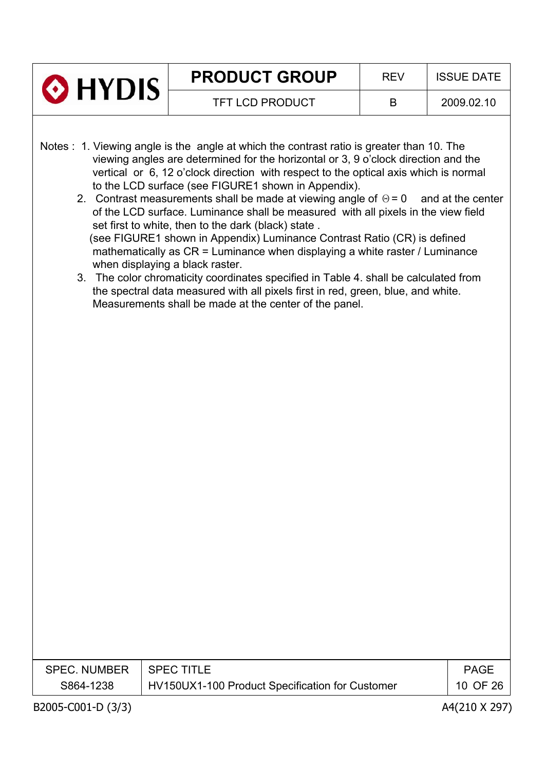Notes : 1. Viewing angle is the angle at which the contrast ratio is greater than 10. The viewing angles are determined for the horizontal or 3, 9 o'clock direction and the vertical or 6, 12 o'clock direction with respect to the optical axis which is normal to the LCD surface (see FIGURE1 shown in Appendix).

2. Contrast measurements shall be made at viewing angle of $\Theta = 0$ and at the center of the LCD surface. Luminance shall be measured with all pixels in the view field set first to white, then to the dark (black) state .
(see FIGURE1 shown in Appendix) Luminance Contrast Ratio (CR) is defined mathematically as CR = Luminance when displaying a white raster / Luminance when displaying a black raster.

3. The color chromaticity coordinates specified in Table 4. shall be calculated from the spectral data measured with all pixels first in red, green, blue, and white. Measurements shall be made at the center of the panel.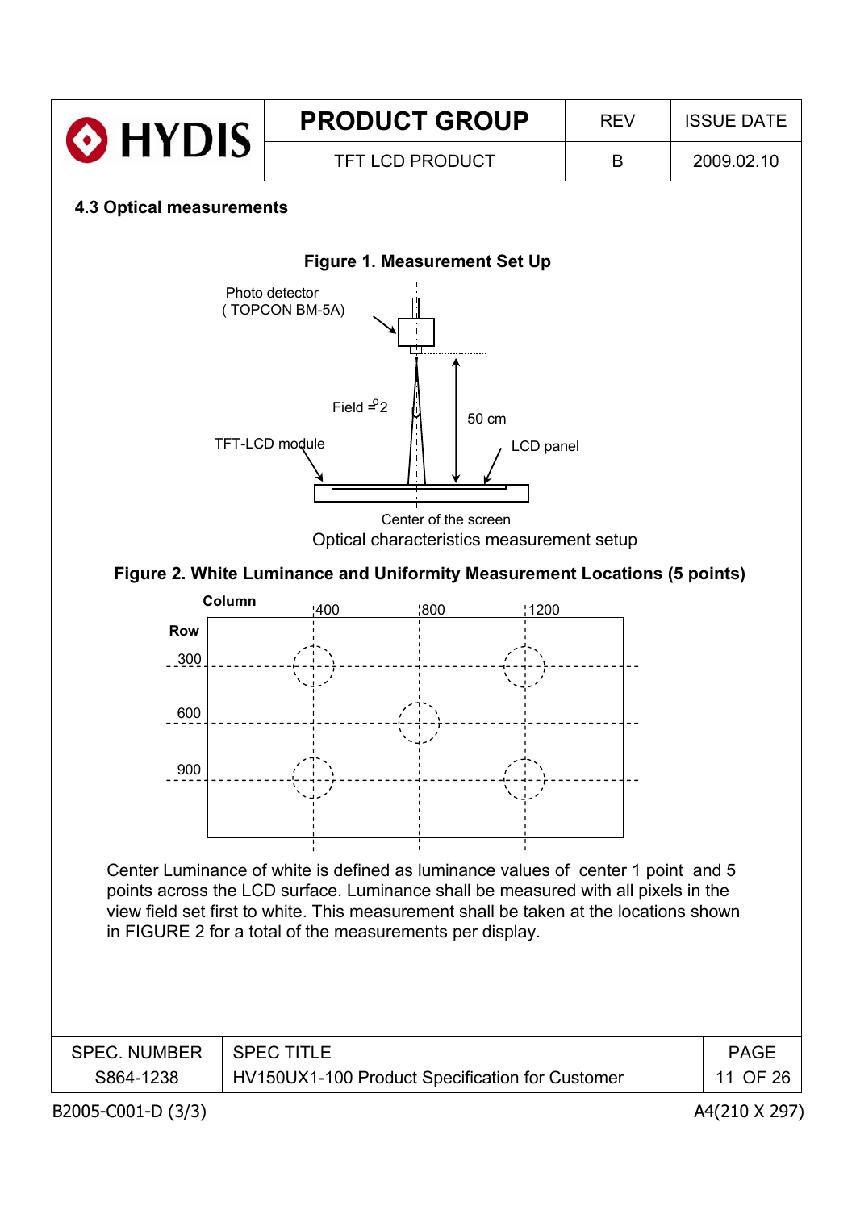### 4.3 Optical measurements

**Figure 1. Measurement Set Up**

Photo detector
( TOPCON BM-5A)

Field = 2°

50 cm

TFT-LCD module

LCD panel

Center of the screen

Optical characteristics measurement setup

**Figure 2. White Luminance and Uniformity Measurement Locations (5 points)**

**Column**: 400, 800, 1200

**Row**: 300, 600, 900

Center Luminance of white is defined as luminance values of center 1 point and 5 points across the LCD surface. Luminance shall be measured with all pixels in the view field set first to white. This measurement shall be taken at the locations shown in FIGURE 2 for a total of the measurements per display.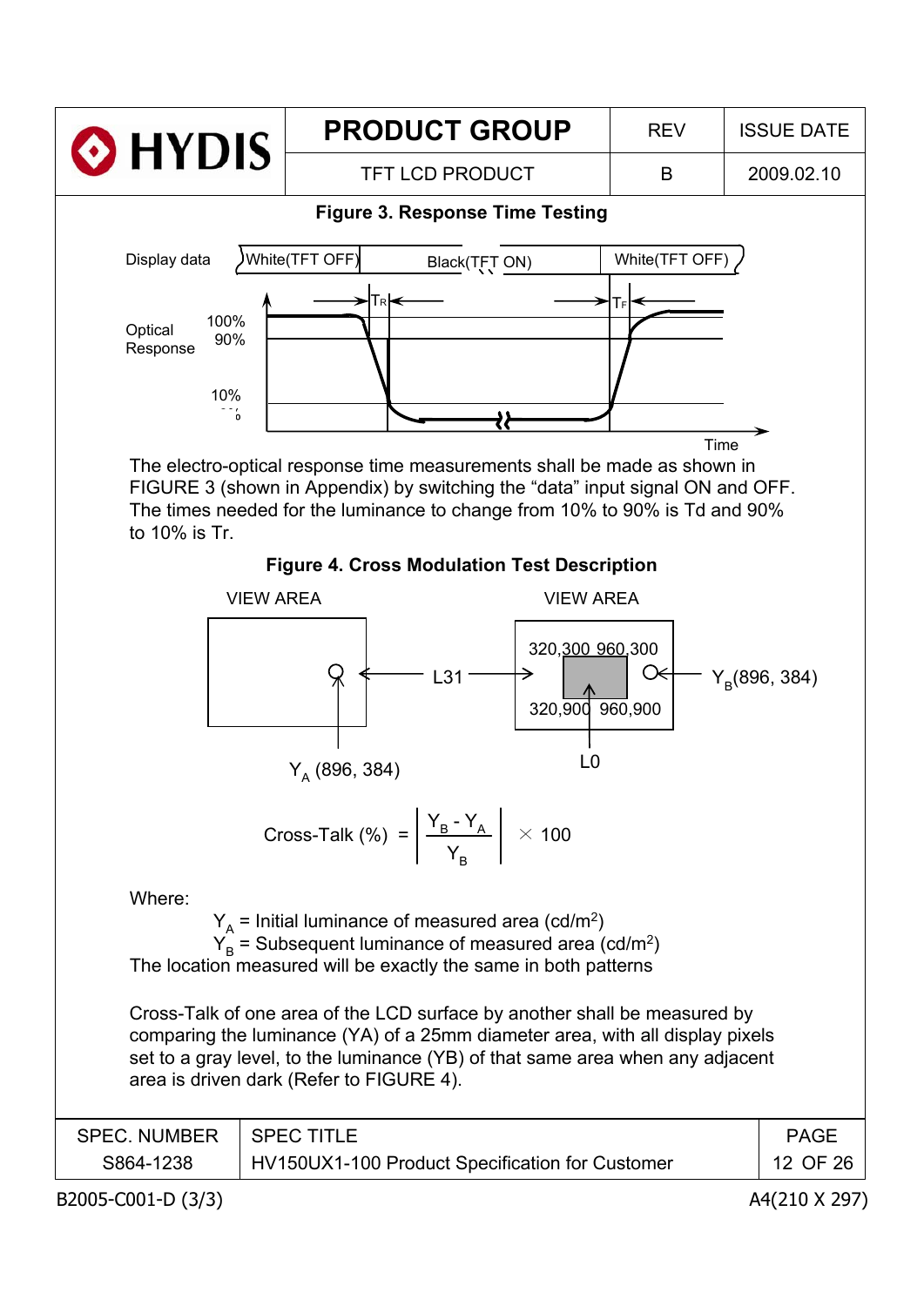**Figure 3. Response Time Testing**

Display data: White(TFT OFF) | Black(TFT ON) | White(TFT OFF)

Optical Response: 100%, 90%, 10%, 0%; $T_R$, $T_F$; Time

The electro-optical response time measurements shall be made as shown in FIGURE 3 (shown in Appendix) by switching the “data” input signal ON and OFF. The times needed for the luminance to change from 10% to 90% is Td and 90% to 10% is Tr.

**Figure 4. Cross Modulation Test Description**

VIEW AREA (L31): $Y_A$ (896, 384)

VIEW AREA (L0 box: 320,300 960,300 / 320,900 960,900): $Y_B$(896, 384)

$$\text{Cross-Talk (\%)} = \left| \frac{Y_B - Y_A}{Y_B} \right| \times 100$$

Where:

$Y_A$ = Initial luminance of measured area (cd/m$^2$)
$Y_B$ = Subsequent luminance of measured area (cd/m$^2$)
The location measured will be exactly the same in both patterns

Cross-Talk of one area of the LCD surface by another shall be measured by comparing the luminance (YA) of a 25mm diameter area, with all display pixels set to a gray level, to the luminance (YB) of that same area when any adjacent area is driven dark (Refer to FIGURE 4).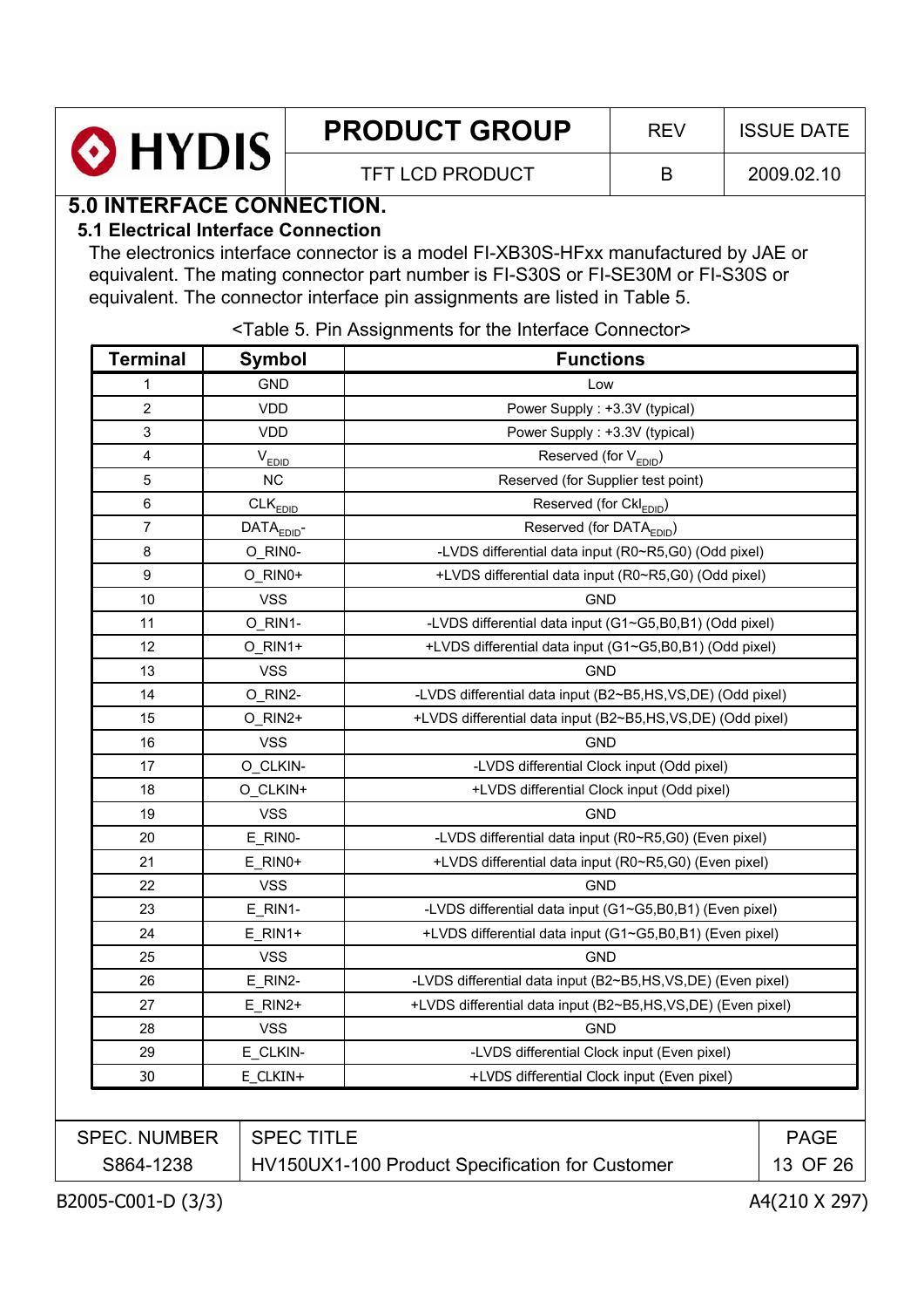# 5.0 INTERFACE CONNECTION.

## 5.1 Electrical Interface Connection

The electronics interface connector is a model FI-XB30S-HFxx manufactured by JAE or equivalent. The mating connector part number is FI-S30S or FI-SE30M or FI-S30S or equivalent. The connector interface pin assignments are listed in Table 5.

<Table 5. Pin Assignments for the Interface Connector>

| Terminal | Symbol | Functions |
|---|---|---|
| 1 | GND | Low |
| 2 | VDD | Power Supply : +3.3V (typical) |
| 3 | VDD | Power Supply : +3.3V (typical) |
| 4 | $V_{EDID}$ | Reserved (for $V_{EDID}$) |
| 5 | NC | Reserved (for Supplier test point) |
| 6 | $CLK_{EDID}$ | Reserved (for $Ckl_{EDID}$) |
| 7 | $DATA_{EDID}$- | Reserved (for $DATA_{EDID}$) |
| 8 | O_RIN0- | -LVDS differential data input (R0~R5,G0) (Odd pixel) |
| 9 | O_RIN0+ | +LVDS differential data input (R0~R5,G0) (Odd pixel) |
| 10 | VSS | GND |
| 11 | O_RIN1- | -LVDS differential data input (G1~G5,B0,B1) (Odd pixel) |
| 12 | O_RIN1+ | +LVDS differential data input (G1~G5,B0,B1) (Odd pixel) |
| 13 | VSS | GND |
| 14 | O_RIN2- | -LVDS differential data input (B2~B5,HS,VS,DE) (Odd pixel) |
| 15 | O_RIN2+ | +LVDS differential data input (B2~B5,HS,VS,DE) (Odd pixel) |
| 16 | VSS | GND |
| 17 | O_CLKIN- | -LVDS differential Clock input (Odd pixel) |
| 18 | O_CLKIN+ | +LVDS differential Clock input (Odd pixel) |
| 19 | VSS | GND |
| 20 | E_RIN0- | -LVDS differential data input (R0~R5,G0) (Even pixel) |
| 21 | E_RIN0+ | +LVDS differential data input (R0~R5,G0) (Even pixel) |
| 22 | VSS | GND |
| 23 | E_RIN1- | -LVDS differential data input (G1~G5,B0,B1) (Even pixel) |
| 24 | E_RIN1+ | +LVDS differential data input (G1~G5,B0,B1) (Even pixel) |
| 25 | VSS | GND |
| 26 | E_RIN2- | -LVDS differential data input (B2~B5,HS,VS,DE) (Even pixel) |
| 27 | E_RIN2+ | +LVDS differential data input (B2~B5,HS,VS,DE) (Even pixel) |
| 28 | VSS | GND |
| 29 | E_CLKIN- | -LVDS differential Clock input (Even pixel) |
| 30 | E_CLKIN+ | +LVDS differential Clock input (Even pixel) |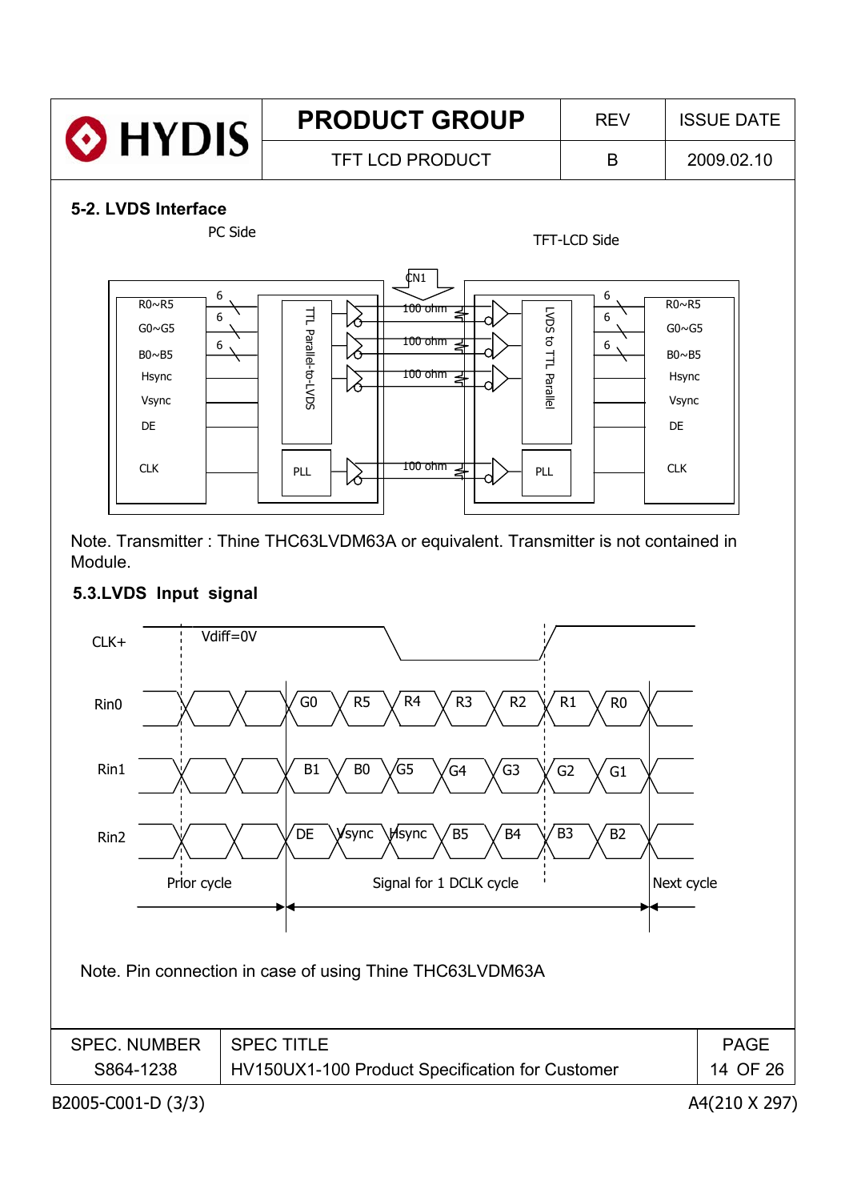## 5-2. LVDS Interface

PC Side

TFT-LCD Side

CN1

| PC Side | | | TFT-LCD Side | |
|---|---|---|---|---|
| R0~R5 | 6 | TTL Parallel-to-LVDS — 100 ohm — LVDS to TTL Parallel | 6 | R0~R5 |
| G0~G5 | 6 | | 6 | G0~G5 |
| B0~B5 | 6 | 100 ohm | 6 | B0~B5 |
| Hsync | | 100 ohm | | Hsync |
| Vsync | | | | Vsync |
| DE | | | | DE |
| CLK | | PLL — 100 ohm — PLL | | CLK |

Note. Transmitter : Thine THC63LVDM63A or equivalent. Transmitter is not contained in Module.

## 5.3.LVDS Input signal

CLK+ &nbsp;&nbsp; Vdiff=0V

| | Signal for 1 DCLK cycle | | | | | | |
|---|---|---|---|---|---|---|---|
| Rin0 | G0 | R5 | R4 | R3 | R2 | R1 | R0 |
| Rin1 | B1 | B0 | G5 | G4 | G3 | G2 | G1 |
| Rin2 | DE | Vsync | Hsync | B5 | B4 | B3 | B2 |

Prior cycle &nbsp;&nbsp; Signal for 1 DCLK cycle &nbsp;&nbsp; Next cycle

Note. Pin connection in case of using Thine THC63LVDM63A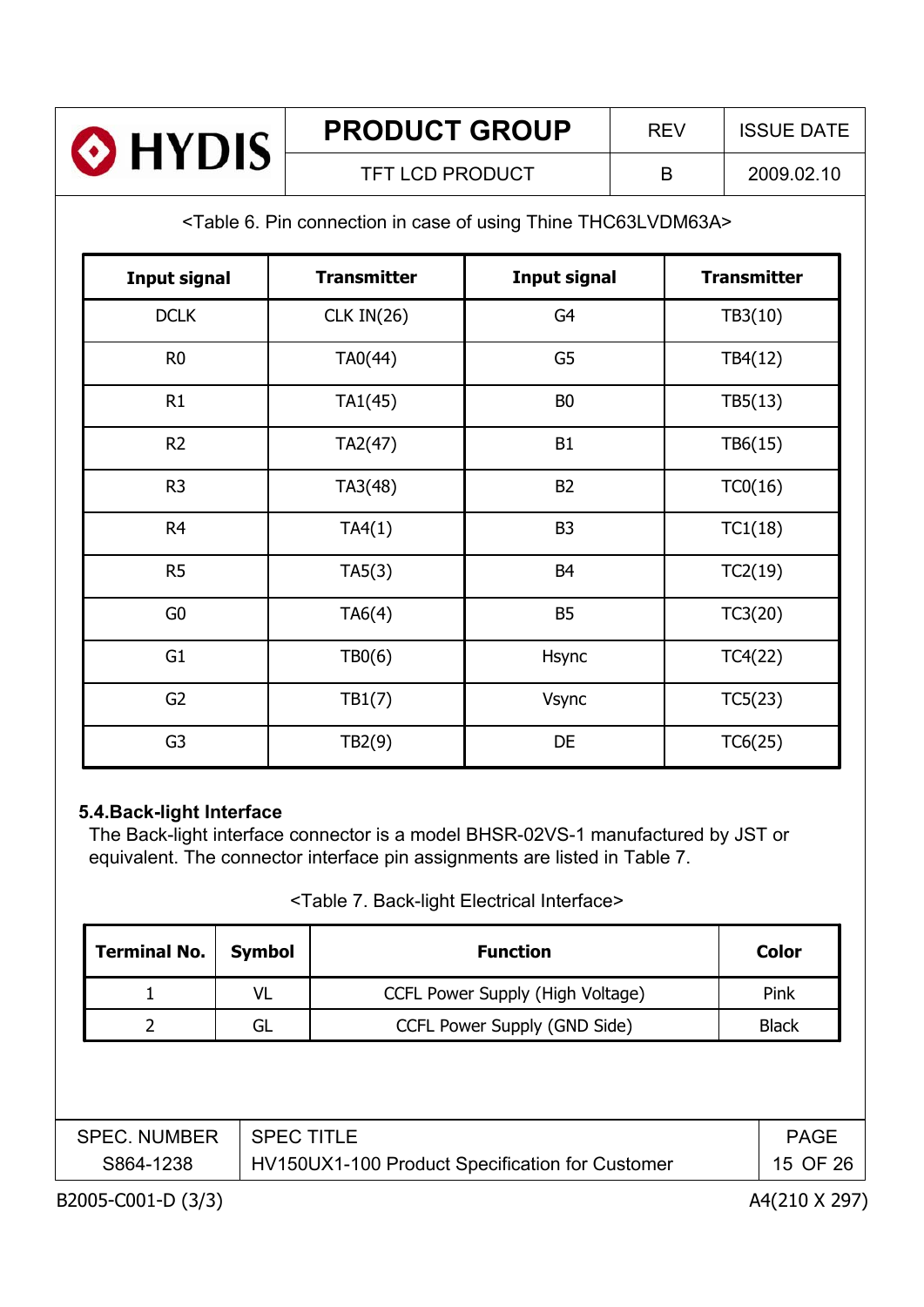<Table 6. Pin connection in case of using Thine THC63LVDM63A>

| Input signal | Transmitter | Input signal | Transmitter |
|---|---|---|---|
| DCLK | CLK IN(26) | G4 | TB3(10) |
| R0 | TA0(44) | G5 | TB4(12) |
| R1 | TA1(45) | B0 | TB5(13) |
| R2 | TA2(47) | B1 | TB6(15) |
| R3 | TA3(48) | B2 | TC0(16) |
| R4 | TA4(1) | B3 | TC1(18) |
| R5 | TA5(3) | B4 | TC2(19) |
| G0 | TA6(4) | B5 | TC3(20) |
| G1 | TB0(6) | Hsync | TC4(22) |
| G2 | TB1(7) | Vsync | TC5(23) |
| G3 | TB2(9) | DE | TC6(25) |

### 5.4.Back-light Interface

The Back-light interface connector is a model BHSR-02VS-1 manufactured by JST or equivalent. The connector interface pin assignments are listed in Table 7.

<Table 7. Back-light Electrical Interface>

| Terminal No. | Symbol | Function | Color |
|---|---|---|---|
| 1 | VL | CCFL Power Supply (High Voltage) | Pink |
| 2 | GL | CCFL Power Supply (GND Side) | Black |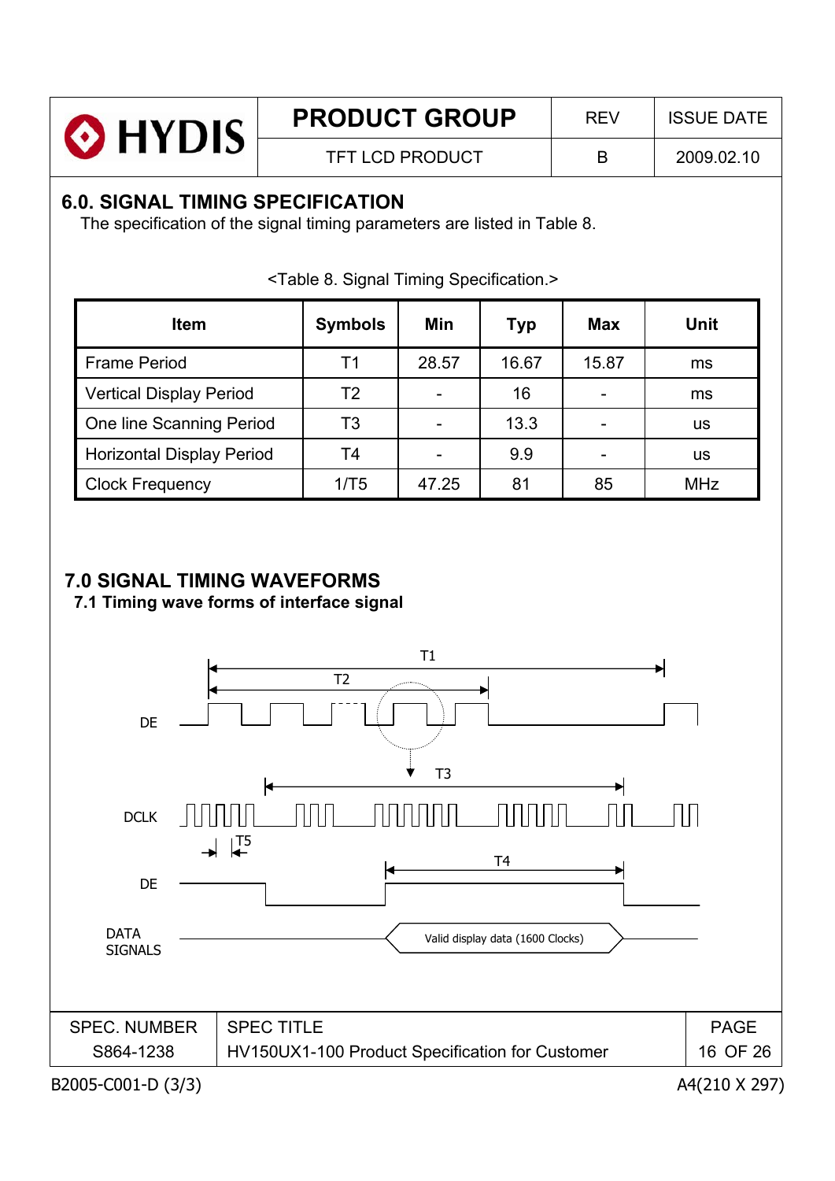## 6.0. SIGNAL TIMING SPECIFICATION

The specification of the signal timing parameters are listed in Table 8.

<Table 8. Signal Timing Specification.>

| Item | Symbols | Min | Typ | Max | Unit |
|---|---|---|---|---|---|
| Frame Period | T1 | 28.57 | 16.67 | 15.87 | ms |
| Vertical Display Period | T2 | - | 16 | - | ms |
| One line Scanning Period | T3 | - | 13.3 | - | us |
| Horizontal Display Period | T4 | - | 9.9 | - | us |
| Clock Frequency | 1/T5 | 47.25 | 81 | 85 | MHz |

## 7.0 SIGNAL TIMING WAVEFORMS

### 7.1 Timing wave forms of interface signal

T1

T2

DE

T3

DCLK

T5

T4

DE

DATA SIGNALS

Valid display data (1600 Clocks)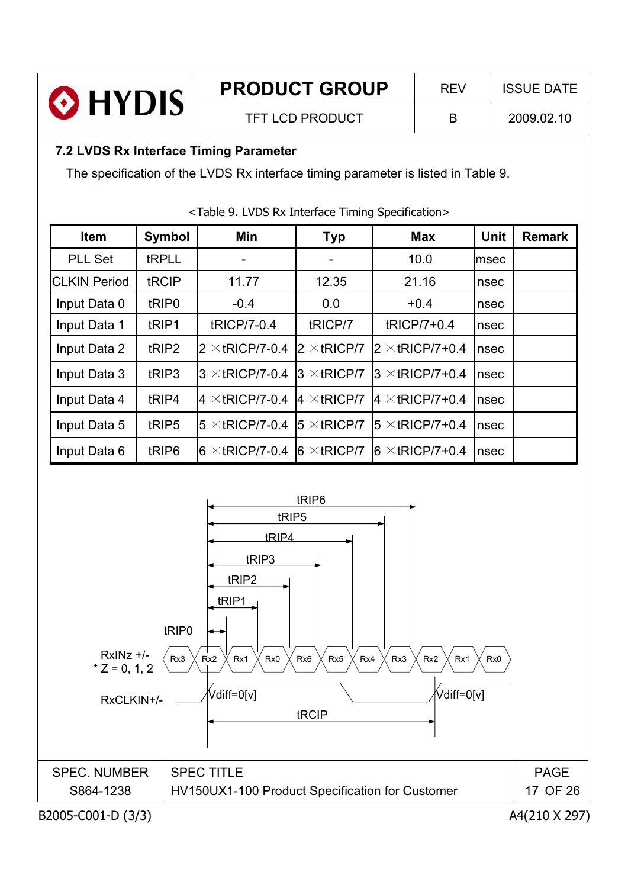## 7.2 LVDS Rx Interface Timing Parameter

The specification of the LVDS Rx interface timing parameter is listed in Table 9.

<Table 9. LVDS Rx Interface Timing Specification>

| Item | Symbol | Min | Typ | Max | Unit | Remark |
|---|---|---|---|---|---|---|
| PLL Set | tRPLL | - | - | 10.0 | msec | |
| CLKIN Period | tRCIP | 11.77 | 12.35 | 21.16 | nsec | |
| Input Data 0 | tRIP0 | -0.4 | 0.0 | +0.4 | nsec | |
| Input Data 1 | tRIP1 | tRICP/7-0.4 | tRICP/7 | tRICP/7+0.4 | nsec | |
| Input Data 2 | tRIP2 | 2 ×tRICP/7-0.4 | 2 ×tRICP/7 | 2 ×tRICP/7+0.4 | nsec | |
| Input Data 3 | tRIP3 | 3 ×tRICP/7-0.4 | 3 ×tRICP/7 | 3 ×tRICP/7+0.4 | nsec | |
| Input Data 4 | tRIP4 | 4 ×tRICP/7-0.4 | 4 ×tRICP/7 | 4 ×tRICP/7+0.4 | nsec | |
| Input Data 5 | tRIP5 | 5 ×tRICP/7-0.4 | 5 ×tRICP/7 | 5 ×tRICP/7+0.4 | nsec | |
| Input Data 6 | tRIP6 | 6 ×tRICP/7-0.4 | 6 ×tRICP/7 | 6 ×tRICP/7+0.4 | nsec | |

tRIP6
tRIP5
tRIP4
tRIP3
tRIP2
tRIP1
tRIP0

RxINz +/-
* Z = 0, 1, 2

Rx3 Rx2 Rx1 Rx0 Rx6 Rx5 Rx4 Rx3 Rx2 Rx1 Rx0

RxCLKIN+/-

Vdiff=0[v] Vdiff=0[v]

tRCIP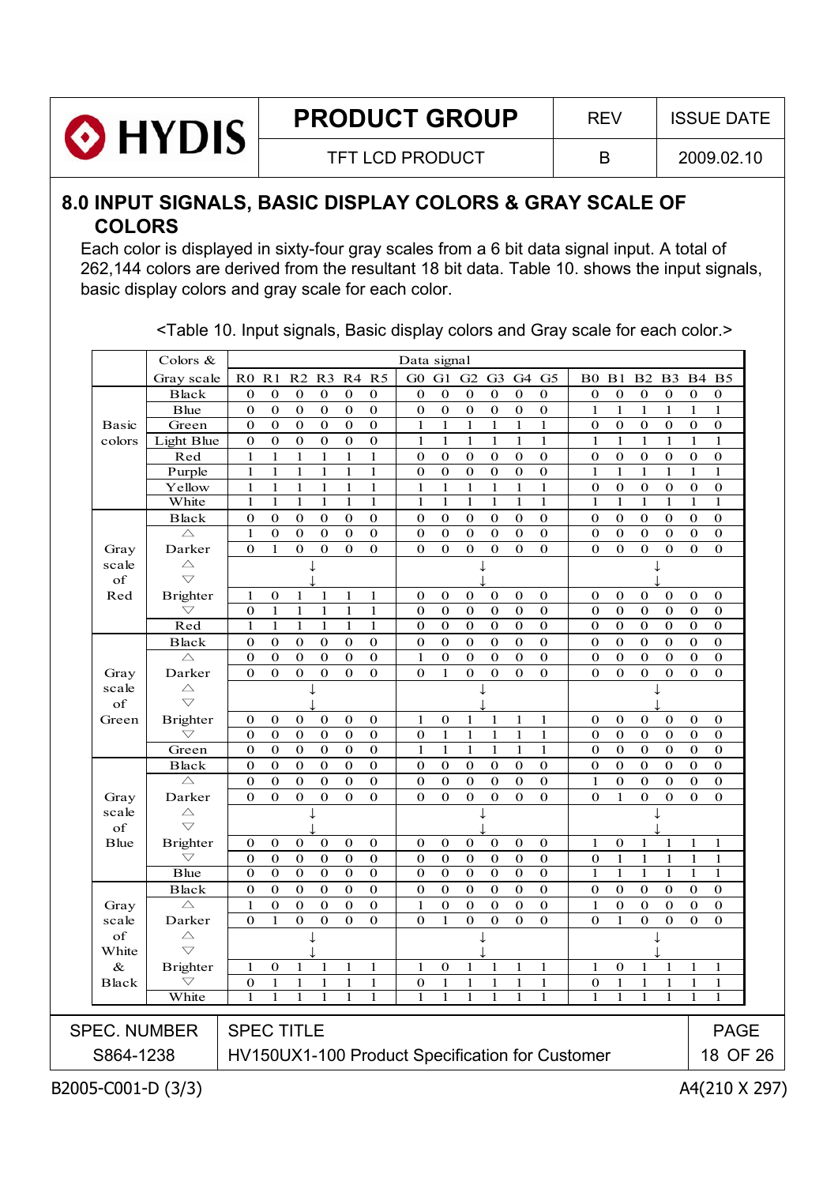## 8.0 INPUT SIGNALS, BASIC DISPLAY COLORS & GRAY SCALE OF COLORS

Each color is displayed in sixty-four gray scales from a 6 bit data signal input. A total of 262,144 colors are derived from the resultant 18 bit data. Table 10. shows the input signals, basic display colors and gray scale for each color.

<Table 10. Input signals, Basic display colors and Gray scale for each color.>

| | Colors & Gray scale | R0 | R1 | R2 | R3 | R4 | R5 | G0 | G1 | G2 | G3 | G4 | G5 | B0 | B1 | B2 | B3 | B4 | B5 |
|---|---|---|---|---|---|---|---|---|---|---|---|---|---|---|---|---|---|---|---|
| Basic colors | Black | 0 | 0 | 0 | 0 | 0 | 0 | 0 | 0 | 0 | 0 | 0 | 0 | 0 | 0 | 0 | 0 | 0 | 0 |
| | Blue | 0 | 0 | 0 | 0 | 0 | 0 | 0 | 0 | 0 | 0 | 0 | 0 | 1 | 1 | 1 | 1 | 1 | 1 |
| | Green | 0 | 0 | 0 | 0 | 0 | 0 | 1 | 1 | 1 | 1 | 1 | 1 | 0 | 0 | 0 | 0 | 0 | 0 |
| | Light Blue | 0 | 0 | 0 | 0 | 0 | 0 | 1 | 1 | 1 | 1 | 1 | 1 | 1 | 1 | 1 | 1 | 1 | 1 |
| | Red | 1 | 1 | 1 | 1 | 1 | 1 | 0 | 0 | 0 | 0 | 0 | 0 | 0 | 0 | 0 | 0 | 0 | 0 |
| | Purple | 1 | 1 | 1 | 1 | 1 | 1 | 0 | 0 | 0 | 0 | 0 | 0 | 1 | 1 | 1 | 1 | 1 | 1 |
| | Yellow | 1 | 1 | 1 | 1 | 1 | 1 | 1 | 1 | 1 | 1 | 1 | 1 | 0 | 0 | 0 | 0 | 0 | 0 |
| | White | 1 | 1 | 1 | 1 | 1 | 1 | 1 | 1 | 1 | 1 | 1 | 1 | 1 | 1 | 1 | 1 | 1 | 1 |
| Gray scale of Red | Black | 0 | 0 | 0 | 0 | 0 | 0 | 0 | 0 | 0 | 0 | 0 | 0 | 0 | 0 | 0 | 0 | 0 | 0 |
| | △ | 1 | 0 | 0 | 0 | 0 | 0 | 0 | 0 | 0 | 0 | 0 | 0 | 0 | 0 | 0 | 0 | 0 | 0 |
| | Darker | 0 | 1 | 0 | 0 | 0 | 0 | 0 | 0 | 0 | 0 | 0 | 0 | 0 | 0 | 0 | 0 | 0 | 0 |
| | △ ▽ | ↓ | | | | | | ↓ | | | | | | ↓ | | | | | |
| | Brighter | 1 | 0 | 1 | 1 | 1 | 1 | 0 | 0 | 0 | 0 | 0 | 0 | 0 | 0 | 0 | 0 | 0 | 0 |
| | ▽ | 0 | 1 | 1 | 1 | 1 | 1 | 0 | 0 | 0 | 0 | 0 | 0 | 0 | 0 | 0 | 0 | 0 | 0 |
| | Red | 1 | 1 | 1 | 1 | 1 | 1 | 0 | 0 | 0 | 0 | 0 | 0 | 0 | 0 | 0 | 0 | 0 | 0 |
| Gray scale of Green | Black | 0 | 0 | 0 | 0 | 0 | 0 | 0 | 0 | 0 | 0 | 0 | 0 | 0 | 0 | 0 | 0 | 0 | 0 |
| | △ | 0 | 0 | 0 | 0 | 0 | 0 | 1 | 0 | 0 | 0 | 0 | 0 | 0 | 0 | 0 | 0 | 0 | 0 |
| | Darker | 0 | 0 | 0 | 0 | 0 | 0 | 0 | 1 | 0 | 0 | 0 | 0 | 0 | 0 | 0 | 0 | 0 | 0 |
| | △ ▽ | ↓ | | | | | | ↓ | | | | | | ↓ | | | | | |
| | Brighter | 0 | 0 | 0 | 0 | 0 | 0 | 1 | 0 | 1 | 1 | 1 | 1 | 0 | 0 | 0 | 0 | 0 | 0 |
| | ▽ | 0 | 0 | 0 | 0 | 0 | 0 | 0 | 1 | 1 | 1 | 1 | 1 | 0 | 0 | 0 | 0 | 0 | 0 |
| | Green | 0 | 0 | 0 | 0 | 0 | 0 | 1 | 1 | 1 | 1 | 1 | 1 | 0 | 0 | 0 | 0 | 0 | 0 |
| Gray scale of Blue | Black | 0 | 0 | 0 | 0 | 0 | 0 | 0 | 0 | 0 | 0 | 0 | 0 | 0 | 0 | 0 | 0 | 0 | 0 |
| | △ | 0 | 0 | 0 | 0 | 0 | 0 | 0 | 0 | 0 | 0 | 0 | 0 | 1 | 0 | 0 | 0 | 0 | 0 |
| | Darker | 0 | 0 | 0 | 0 | 0 | 0 | 0 | 0 | 0 | 0 | 0 | 0 | 0 | 1 | 0 | 0 | 0 | 0 |
| | △ ▽ | ↓ | | | | | | ↓ | | | | | | ↓ | | | | | |
| | Brighter | 0 | 0 | 0 | 0 | 0 | 0 | 0 | 0 | 0 | 0 | 0 | 0 | 1 | 0 | 1 | 1 | 1 | 1 |
| | ▽ | 0 | 0 | 0 | 0 | 0 | 0 | 0 | 0 | 0 | 0 | 0 | 0 | 0 | 1 | 1 | 1 | 1 | 1 |
| | Blue | 0 | 0 | 0 | 0 | 0 | 0 | 0 | 0 | 0 | 0 | 0 | 0 | 1 | 1 | 1 | 1 | 1 | 1 |
| Gray scale of White & Black | Black | 0 | 0 | 0 | 0 | 0 | 0 | 0 | 0 | 0 | 0 | 0 | 0 | 0 | 0 | 0 | 0 | 0 | 0 |
| | △ | 1 | 0 | 0 | 0 | 0 | 0 | 1 | 0 | 0 | 0 | 0 | 0 | 1 | 0 | 0 | 0 | 0 | 0 |
| | Darker | 0 | 1 | 0 | 0 | 0 | 0 | 0 | 1 | 0 | 0 | 0 | 0 | 0 | 1 | 0 | 0 | 0 | 0 |
| | △ ▽ | ↓ | | | | | | ↓ | | | | | | ↓ | | | | | |
| | Brighter | 1 | 0 | 1 | 1 | 1 | 1 | 1 | 0 | 1 | 1 | 1 | 1 | 1 | 0 | 1 | 1 | 1 | 1 |
| | ▽ | 0 | 1 | 1 | 1 | 1 | 1 | 0 | 1 | 1 | 1 | 1 | 1 | 0 | 1 | 1 | 1 | 1 | 1 |
| | White | 1 | 1 | 1 | 1 | 1 | 1 | 1 | 1 | 1 | 1 | 1 | 1 | 1 | 1 | 1 | 1 | 1 | 1 |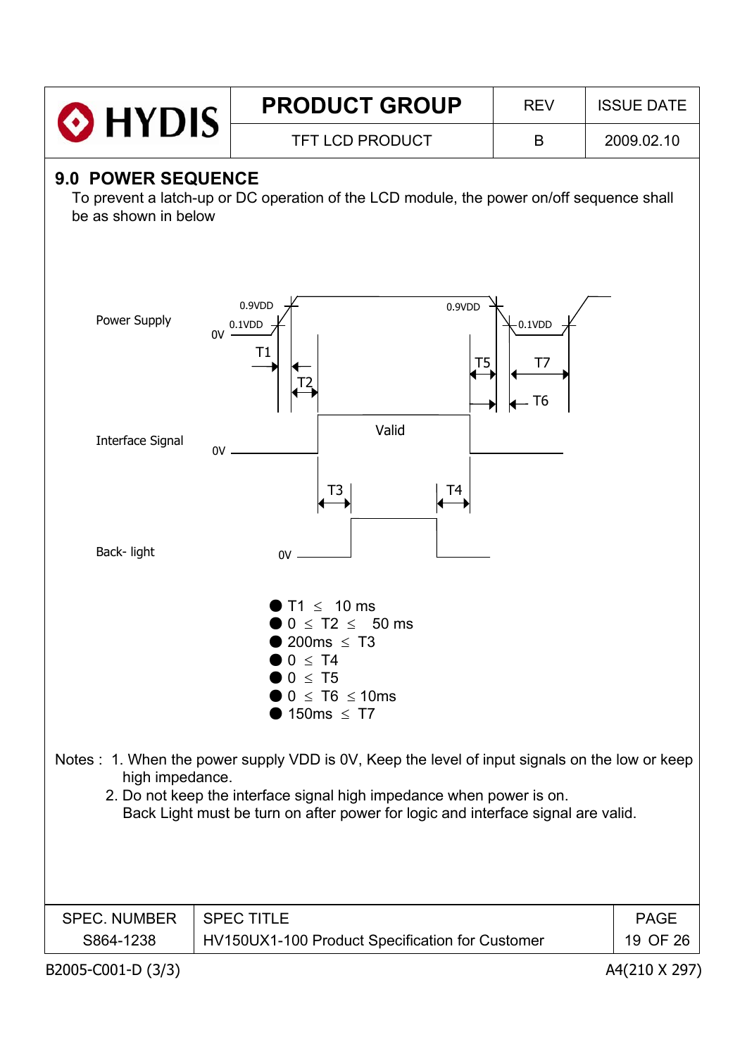## 9.0 POWER SEQUENCE

To prevent a latch-up or DC operation of the LCD module, the power on/off sequence shall be as shown in below

Power Supply

Interface Signal

Back- light

- T1 ≤ 10 ms
- 0 ≤ T2 ≤ 50 ms
- 200ms ≤ T3
- 0 ≤ T4
- 0 ≤ T5
- 0 ≤ T6 ≤ 10ms
- 150ms ≤ T7

Notes : 1. When the power supply VDD is 0V, Keep the level of input signals on the low or keep high impedance.

2. Do not keep the interface signal high impedance when power is on.
   Back Light must be turn on after power for logic and interface signal are valid.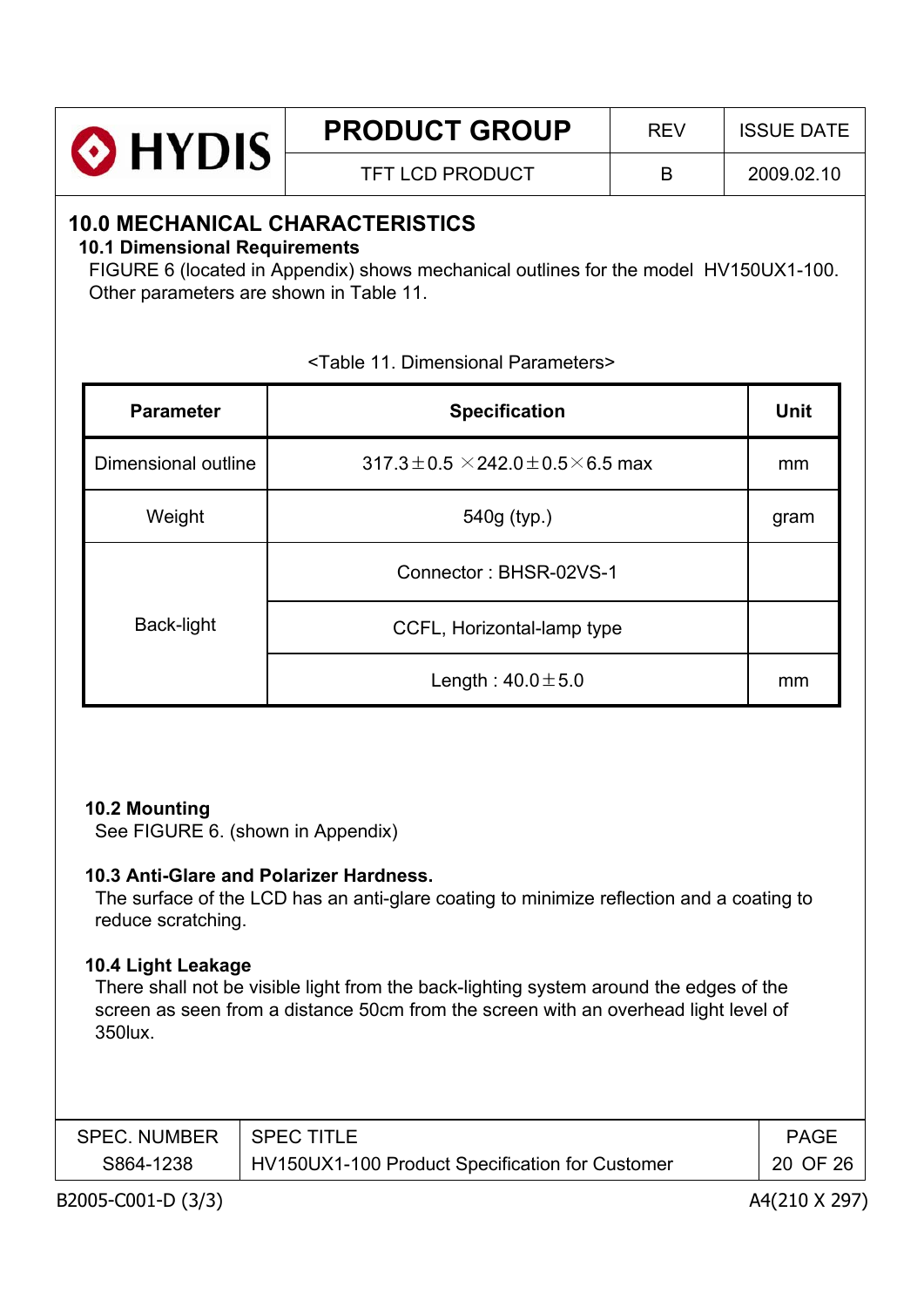# 10.0 MECHANICAL CHARACTERISTICS

## 10.1 Dimensional Requirements

FIGURE 6 (located in Appendix) shows mechanical outlines for the model HV150UX1-100. Other parameters are shown in Table 11.

<Table 11. Dimensional Parameters>

| Parameter | Specification | Unit |
|---|---|---|
| Dimensional outline | $317.3 \pm 0.5 \times 242.0 \pm 0.5 \times 6.5$ max | mm |
| Weight | 540g (typ.) | gram |
| Back-light | Connector : BHSR-02VS-1 | |
| | CCFL, Horizontal-lamp type | |
| | Length : $40.0 \pm 5.0$ | mm |

## 10.2 Mounting

See FIGURE 6. (shown in Appendix)

## 10.3 Anti-Glare and Polarizer Hardness.

The surface of the LCD has an anti-glare coating to minimize reflection and a coating to reduce scratching.

## 10.4 Light Leakage

There shall not be visible light from the back-lighting system around the edges of the screen as seen from a distance 50cm from the screen with an overhead light level of 350lux.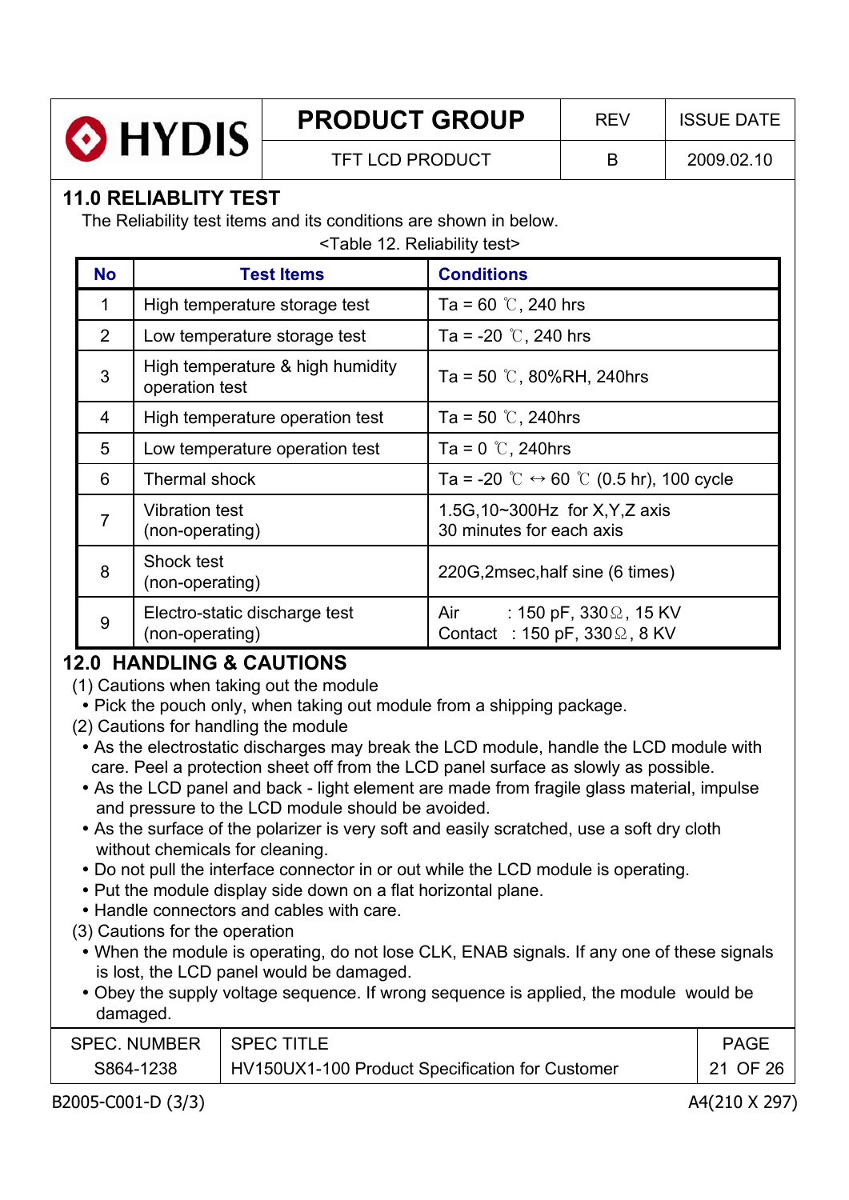## 11.0 RELIABLITY TEST

The Reliability test items and its conditions are shown in below.

<Table 12. Reliability test>

| No | Test Items | Conditions |
|---|---|---|
| 1 | High temperature storage test | Ta = 60 ℃, 240 hrs |
| 2 | Low temperature storage test | Ta = -20 ℃, 240 hrs |
| 3 | High temperature & high humidity operation test | Ta = 50 ℃, 80%RH, 240hrs |
| 4 | High temperature operation test | Ta = 50 ℃, 240hrs |
| 5 | Low temperature operation test | Ta = 0 ℃, 240hrs |
| 6 | Thermal shock | Ta = -20 ℃ ↔ 60 ℃ (0.5 hr), 100 cycle |
| 7 | Vibration test (non-operating) | 1.5G,10~300Hz for X,Y,Z axis 30 minutes for each axis |
| 8 | Shock test (non-operating) | 220G,2msec,half sine (6 times) |
| 9 | Electro-static discharge test (non-operating) | Air : 150 pF, 330Ω, 15 KV Contact : 150 pF, 330Ω, 8 KV |

## 12.0 HANDLING & CAUTIONS

(1) Cautions when taking out the module
- Pick the pouch only, when taking out module from a shipping package.

(2) Cautions for handling the module
- As the electrostatic discharges may break the LCD module, handle the LCD module with care. Peel a protection sheet off from the LCD panel surface as slowly as possible.
- As the LCD panel and back - light element are made from fragile glass material, impulse and pressure to the LCD module should be avoided.
- As the surface of the polarizer is very soft and easily scratched, use a soft dry cloth without chemicals for cleaning.
- Do not pull the interface connector in or out while the LCD module is operating.
- Put the module display side down on a flat horizontal plane.
- Handle connectors and cables with care.

(3) Cautions for the operation
- When the module is operating, do not lose CLK, ENAB signals. If any one of these signals is lost, the LCD panel would be damaged.
- Obey the supply voltage sequence. If wrong sequence is applied, the module would be damaged.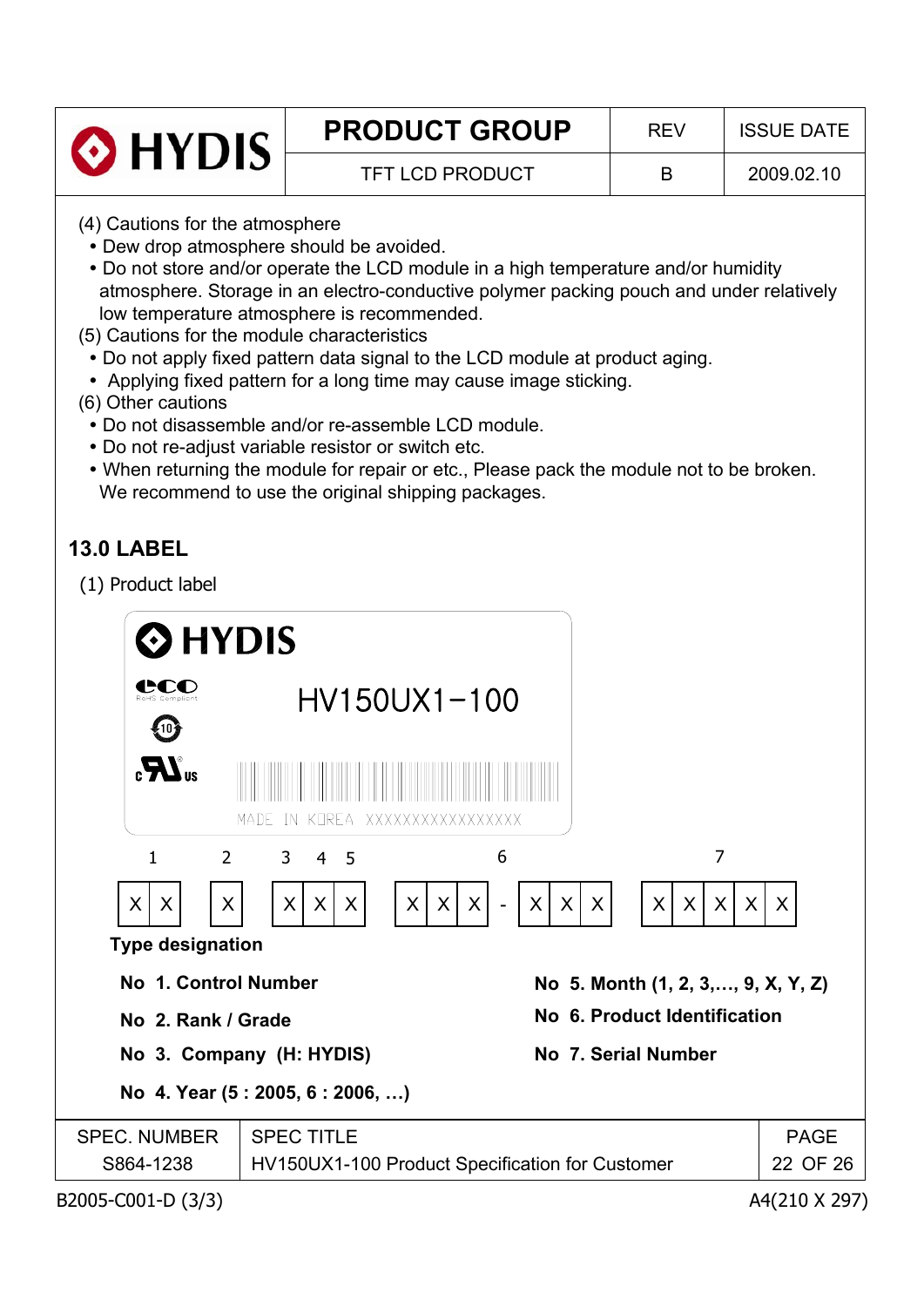(4) Cautions for the atmosphere

- Dew drop atmosphere should be avoided.
- Do not store and/or operate the LCD module in a high temperature and/or humidity atmosphere. Storage in an electro-conductive polymer packing pouch and under relatively low temperature atmosphere is recommended.

(5) Cautions for the module characteristics

- Do not apply fixed pattern data signal to the LCD module at product aging.
- Applying fixed pattern for a long time may cause image sticking.

(6) Other cautions

- Do not disassemble and/or re-assemble LCD module.
- Do not re-adjust variable resistor or switch etc.
- When returning the module for repair or etc., Please pack the module not to be broken. We recommend to use the original shipping packages.

## 13.0 LABEL

(1) Product label

HYDIS

HV150UX1−100

MADE IN KOREA XXXXXXXXXXXXXXXX

| 1 | 2 | 3 | 4 | 5 | 6 | | 7 |
|---|---|---|---|---|---|---|---|
| X X | X | X | X | X | X X X | - X X X | X X X X X |

**Type designation**

**No 1. Control Number**

**No 2. Rank / Grade**

**No 3. Company (H: HYDIS)**

**No 4. Year (5 : 2005, 6 : 2006, …)**

**No 5. Month (1, 2, 3,…, 9, X, Y, Z)**

**No 6. Product Identification**

**No 7. Serial Number**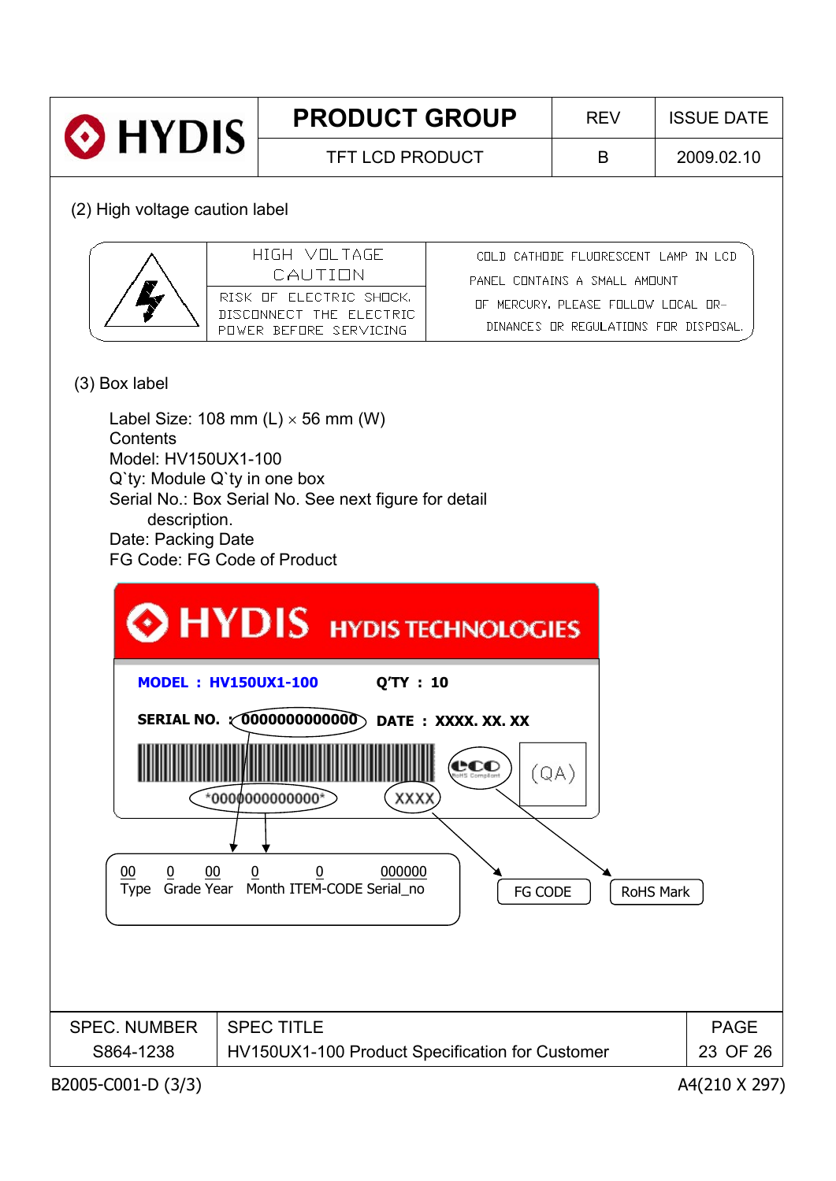(2) High voltage caution label

| | HIGH VOLTAGE CAUTION | COLD CATHODE FLUORESCENT LAMP IN LCD PANEL CONTAINS A SMALL AMOUNT OF MERCURY. PLEASE FOLLOW LOCAL ORDINANCES OR REGULATIONS FOR DISPOSAL. |
|---|---|---|
| | RISK OF ELECTRIC SHOCK. DISCONNECT THE ELECTRIC POWER BEFORE SERVICING | |

(3) Box label

Label Size: 108 mm (L) × 56 mm (W)
Contents
Model: HV150UX1-100
Q`ty: Module Q`ty in one box
Serial No.: Box Serial No. See next figure for detail description.
Date: Packing Date
FG Code: FG Code of Product

HYDIS HYDIS TECHNOLOGIES

**MODEL : HV150UX1-100** **Q'TY : 10**

**SERIAL NO. : 0000000000000** **DATE : XXXX. XX. XX**

*0000000000000* XXXX (QA)

| 00 | 0 | 00 | 0 | 0 | 000000 |
|---|---|---|---|---|---|
| Type | Grade | Year | Month | ITEM-CODE | Serial_no |

XXXX → FG CODE

eco (RoHS Compliant) → RoHS Mark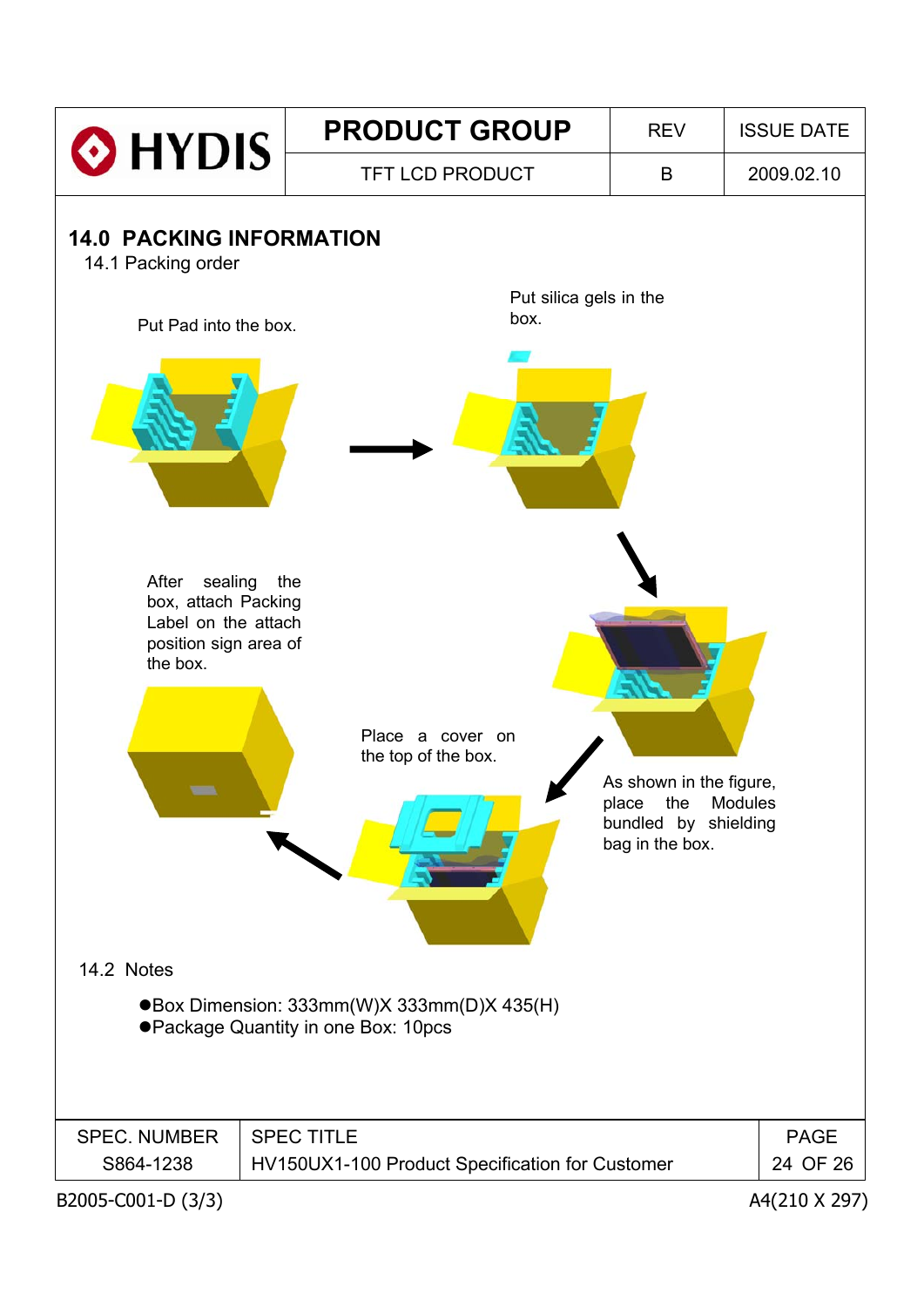## 14.0 PACKING INFORMATION

### 14.1 Packing order

Put Pad into the box.

Put silica gels in the box.

As shown in the figure, place the Modules bundled by shielding bag in the box.

Place a cover on the top of the box.

After sealing the box, attach Packing Label on the attach position sign area of the box.

### 14.2 Notes

- Box Dimension: 333mm(W)X 333mm(D)X 435(H)
- Package Quantity in one Box: 10pcs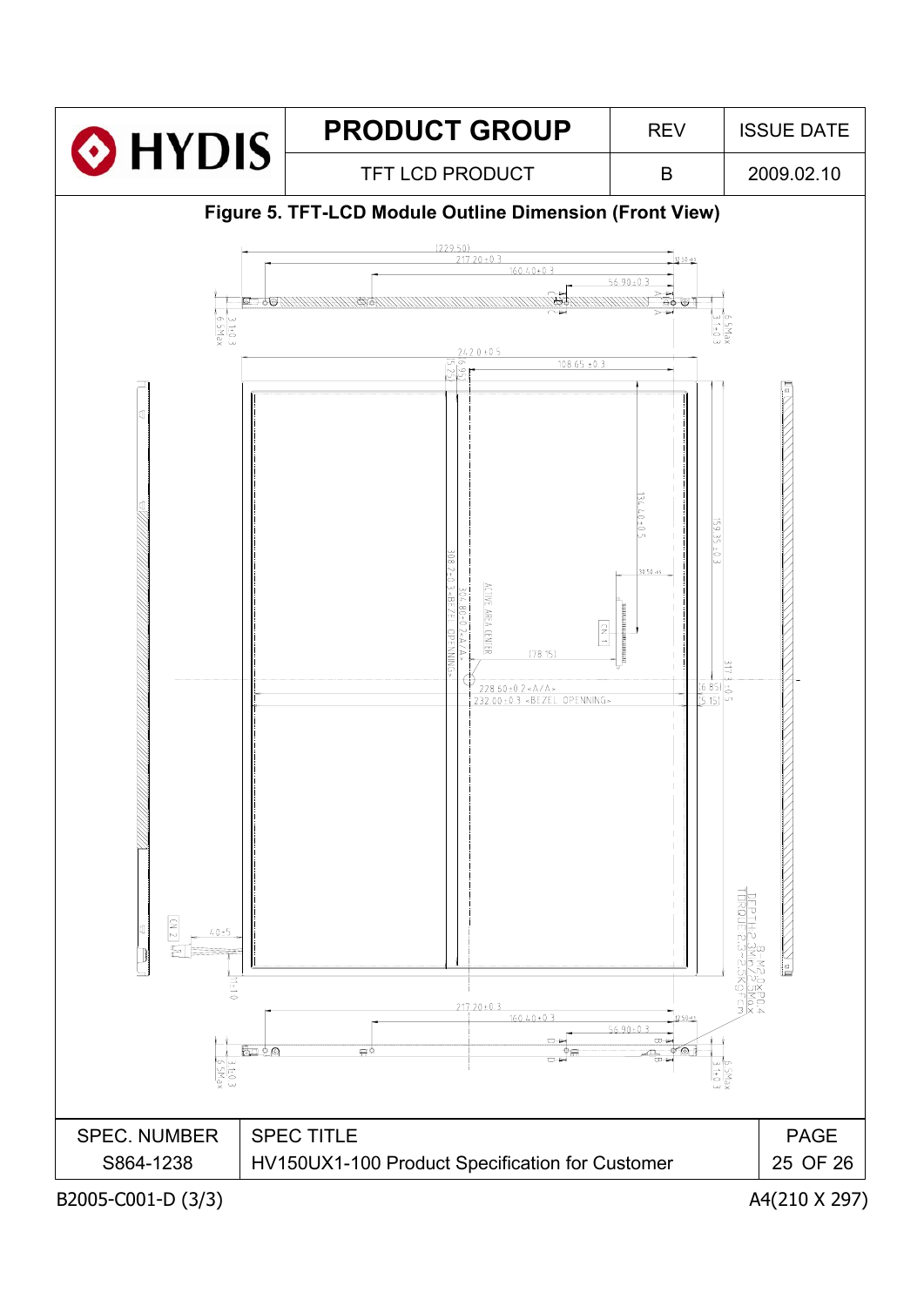## Figure 5. TFT-LCD Module Outline Dimension (Front View)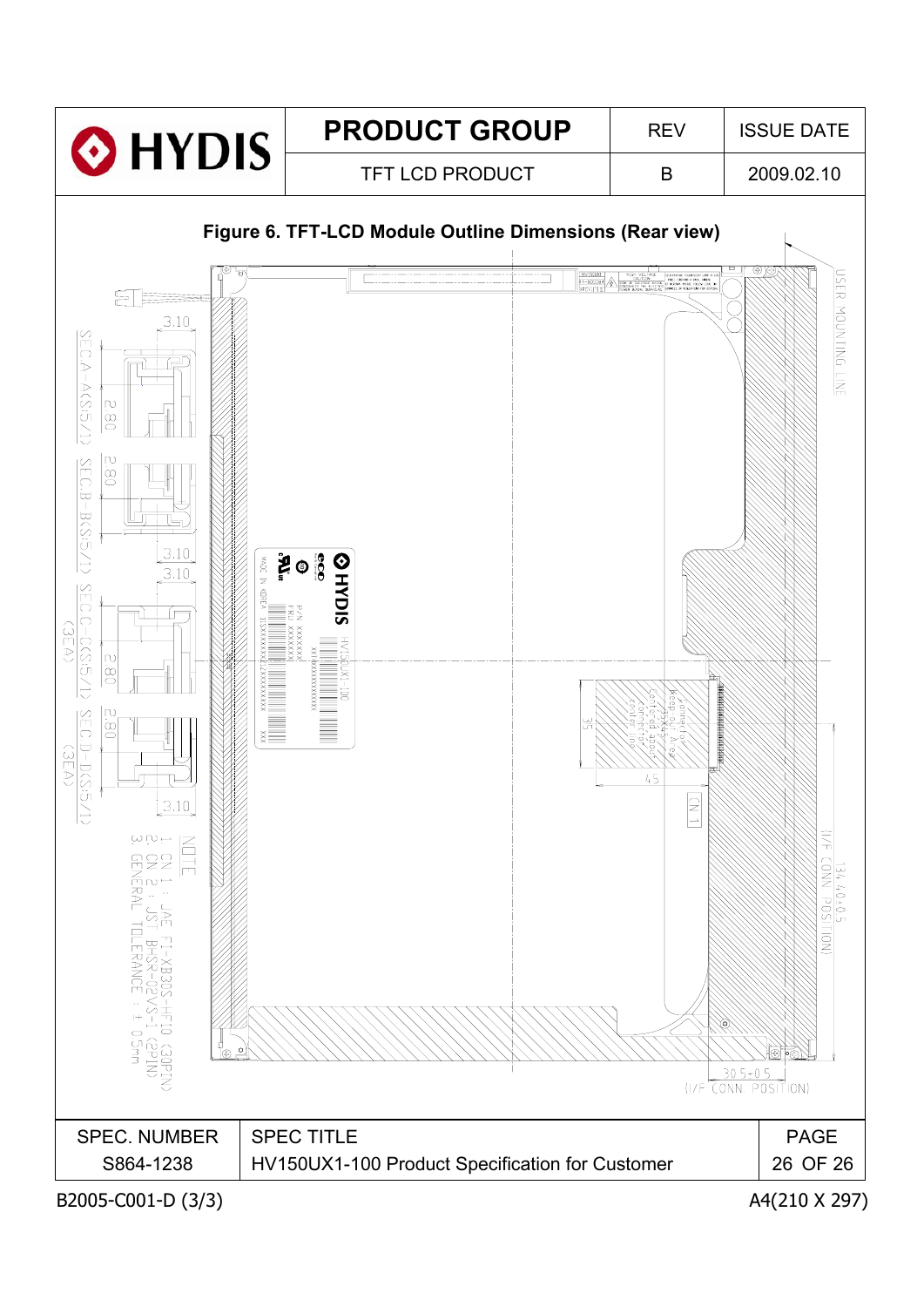## Figure 6. TFT-LCD Module Outline Dimensions (Rear view)

USER MOUNTING LINE

3.10

2.80

SEC.A-A(S:5/1)

2.80

SEC.B-B(S:5/1)

3.10

3.10

SEC.C-C(S:5/1) (3EA)

2.80

2.80

SEC.D-D(S:5/1) (3EA)

3.10

NOTE
1. CN 1 : JAE FI-XB30S-HF10 (30PIN)
2. CN 2 : JST BHSR-02VS-1 (2PIN)
3. GENERAL TOLERANCE : ± 0.5mm

HYDIS HV150UX1-100

P/N XXXXXXX

FRU XXXXXXX

MADE IN KOREA

35

45

Connector Keep-out Area (35X45) Centered about connector center line

CN 1

134.4±0.5 (I/F CONN. POSITION)

30.5±0.5 (I/F CONN. POSITION)